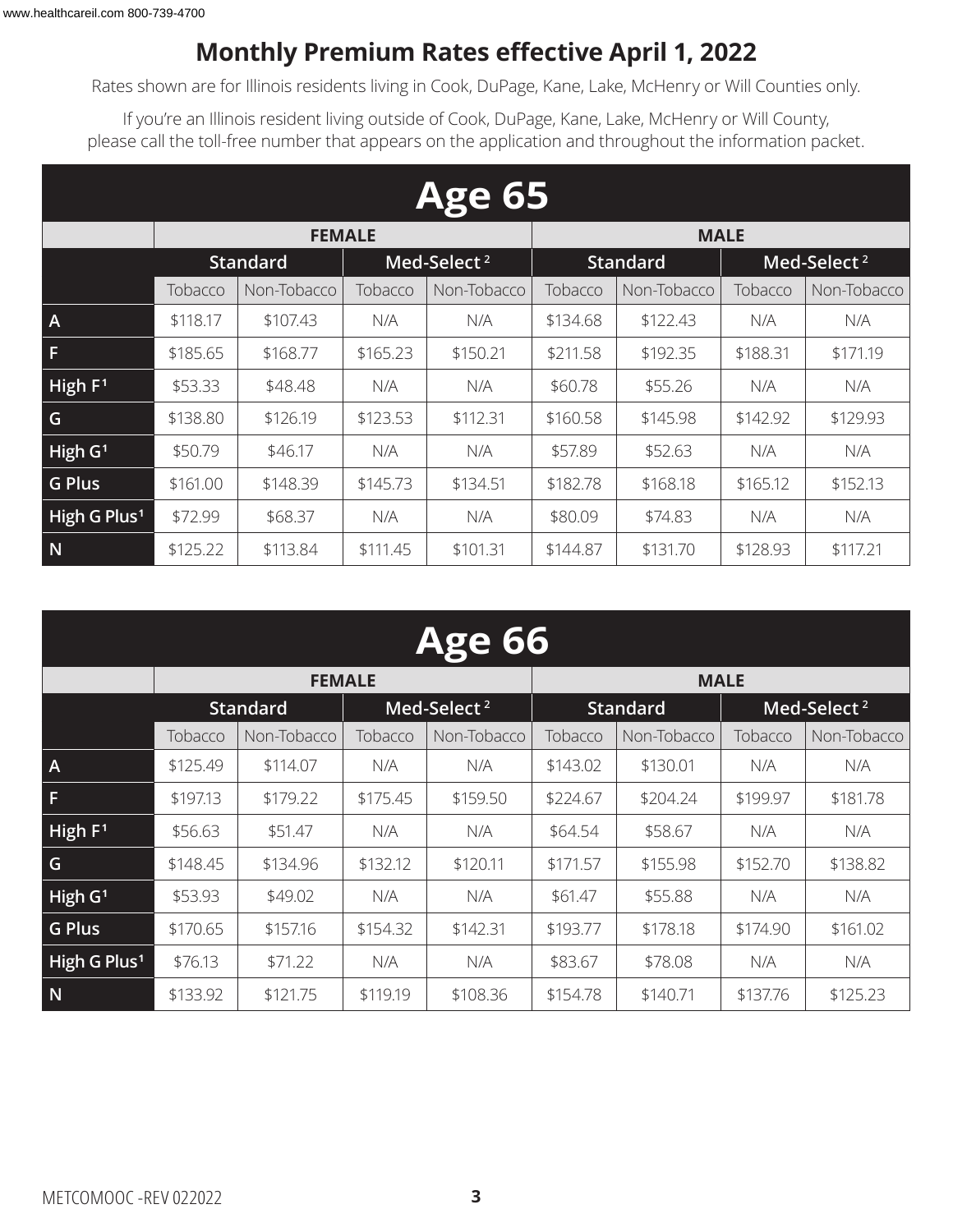# Monthly Premium Rates effective April 1, 2022

Rates shown are for Illinois residents living in Cook, DuPage, Kane, Lake, McHenry or Will Counties only.

If you're an Illinois resident living outside of Cook, DuPage, Kane, Lake, McHenry or Will County, please call the toll-free number that appears on the application and throughout the information packet.

## Age 65

| | FEMALE | | | | MALE | | | |
|---|---|---|---|---|---|---|---|---|
| | Standard | | Med-Select [2] | | Standard | | Med-Select [2] | |
| | Tobacco | Non-Tobacco | Tobacco | Non-Tobacco | Tobacco | Non-Tobacco | Tobacco | Non-Tobacco |
| A | $118.17 | $107.43 | N/A | N/A | $134.68 | $122.43 | N/A | N/A |
| F | $185.65 | $168.77 | $165.23 | $150.21 | $211.58 | $192.35 | $188.31 | $171.19 |
| High F [1] | $53.33 | $48.48 | N/A | N/A | $60.78 | $55.26 | N/A | N/A |
| G | $138.80 | $126.19 | $123.53 | $112.31 | $160.58 | $145.98 | $142.92 | $129.93 |
| High G [1] | $50.79 | $46.17 | N/A | N/A | $57.89 | $52.63 | N/A | N/A |
| G Plus | $161.00 | $148.39 | $145.73 | $134.51 | $182.78 | $168.18 | $165.12 | $152.13 |
| High G Plus [1] | $72.99 | $68.37 | N/A | N/A | $80.09 | $74.83 | N/A | N/A |
| N | $125.22 | $113.84 | $111.45 | $101.31 | $144.87 | $131.70 | $128.93 | $117.21 |

## Age 66

| | FEMALE | | | | MALE | | | |
|---|---|---|---|---|---|---|---|---|
| | Standard | | Med-Select [2] | | Standard | | Med-Select [2] | |
| | Tobacco | Non-Tobacco | Tobacco | Non-Tobacco | Tobacco | Non-Tobacco | Tobacco | Non-Tobacco |
| A | $125.49 | $114.07 | N/A | N/A | $143.02 | $130.01 | N/A | N/A |
| F | $197.13 | $179.22 | $175.45 | $159.50 | $224.67 | $204.24 | $199.97 | $181.78 |
| High F [1] | $56.63 | $51.47 | N/A | N/A | $64.54 | $58.67 | N/A | N/A |
| G | $148.45 | $134.96 | $132.12 | $120.11 | $171.57 | $155.98 | $152.70 | $138.82 |
| High G [1] | $53.93 | $49.02 | N/A | N/A | $61.47 | $55.88 | N/A | N/A |
| G Plus | $170.65 | $157.16 | $154.32 | $142.31 | $193.77 | $178.18 | $174.90 | $161.02 |
| High G Plus [1] | $76.13 | $71.22 | N/A | N/A | $83.67 | $78.08 | N/A | N/A |
| N | $133.92 | $121.75 | $119.19 | $108.36 | $154.78 | $140.71 | $137.76 | $125.23 |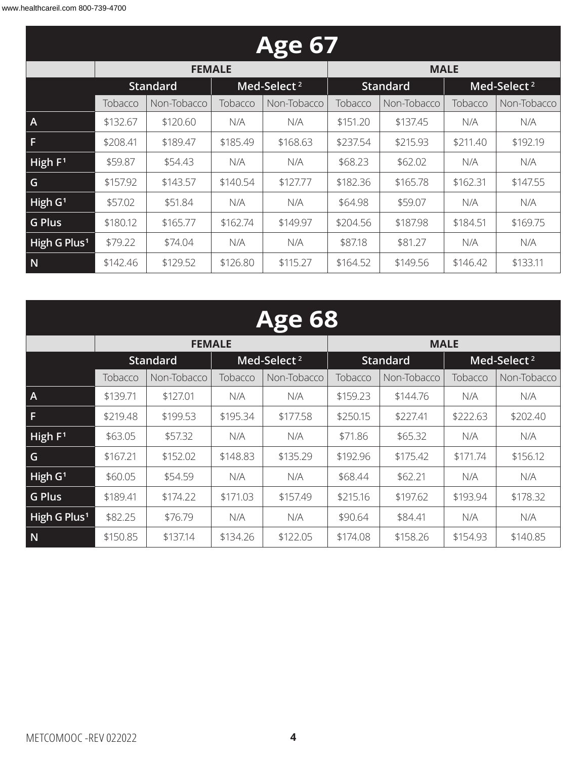## Age 67

| | FEMALE | | | | MALE | | | |
|---|---|---|---|---|---|---|---|---|
| | Standard | | Med-Select [2] | | Standard | | Med-Select [2] | |
| | Tobacco | Non-Tobacco | Tobacco | Non-Tobacco | Tobacco | Non-Tobacco | Tobacco | Non-Tobacco |
| A | $132.67 | $120.60 | N/A | N/A | $151.20 | $137.45 | N/A | N/A |
| F | $208.41 | $189.47 | $185.49 | $168.63 | $237.54 | $215.93 | $211.40 | $192.19 |
| High F [1] | $59.87 | $54.43 | N/A | N/A | $68.23 | $62.02 | N/A | N/A |
| G | $157.92 | $143.57 | $140.54 | $127.77 | $182.36 | $165.78 | $162.31 | $147.55 |
| High G [1] | $57.02 | $51.84 | N/A | N/A | $64.98 | $59.07 | N/A | N/A |
| G Plus | $180.12 | $165.77 | $162.74 | $149.97 | $204.56 | $187.98 | $184.51 | $169.75 |
| High G Plus [1] | $79.22 | $74.04 | N/A | N/A | $87.18 | $81.27 | N/A | N/A |
| N | $142.46 | $129.52 | $126.80 | $115.27 | $164.52 | $149.56 | $146.42 | $133.11 |

## Age 68

| | FEMALE | | | | MALE | | | |
|---|---|---|---|---|---|---|---|---|
| | Standard | | Med-Select [2] | | Standard | | Med-Select [2] | |
| | Tobacco | Non-Tobacco | Tobacco | Non-Tobacco | Tobacco | Non-Tobacco | Tobacco | Non-Tobacco |
| A | $139.71 | $127.01 | N/A | N/A | $159.23 | $144.76 | N/A | N/A |
| F | $219.48 | $199.53 | $195.34 | $177.58 | $250.15 | $227.41 | $222.63 | $202.40 |
| High F [1] | $63.05 | $57.32 | N/A | N/A | $71.86 | $65.32 | N/A | N/A |
| G | $167.21 | $152.02 | $148.83 | $135.29 | $192.96 | $175.42 | $171.74 | $156.12 |
| High G [1] | $60.05 | $54.59 | N/A | N/A | $68.44 | $62.21 | N/A | N/A |
| G Plus | $189.41 | $174.22 | $171.03 | $157.49 | $215.16 | $197.62 | $193.94 | $178.32 |
| High G Plus [1] | $82.25 | $76.79 | N/A | N/A | $90.64 | $84.41 | N/A | N/A |
| N | $150.85 | $137.14 | $134.26 | $122.05 | $174.08 | $158.26 | $154.93 | $140.85 |

METCOMOOC -REV 022022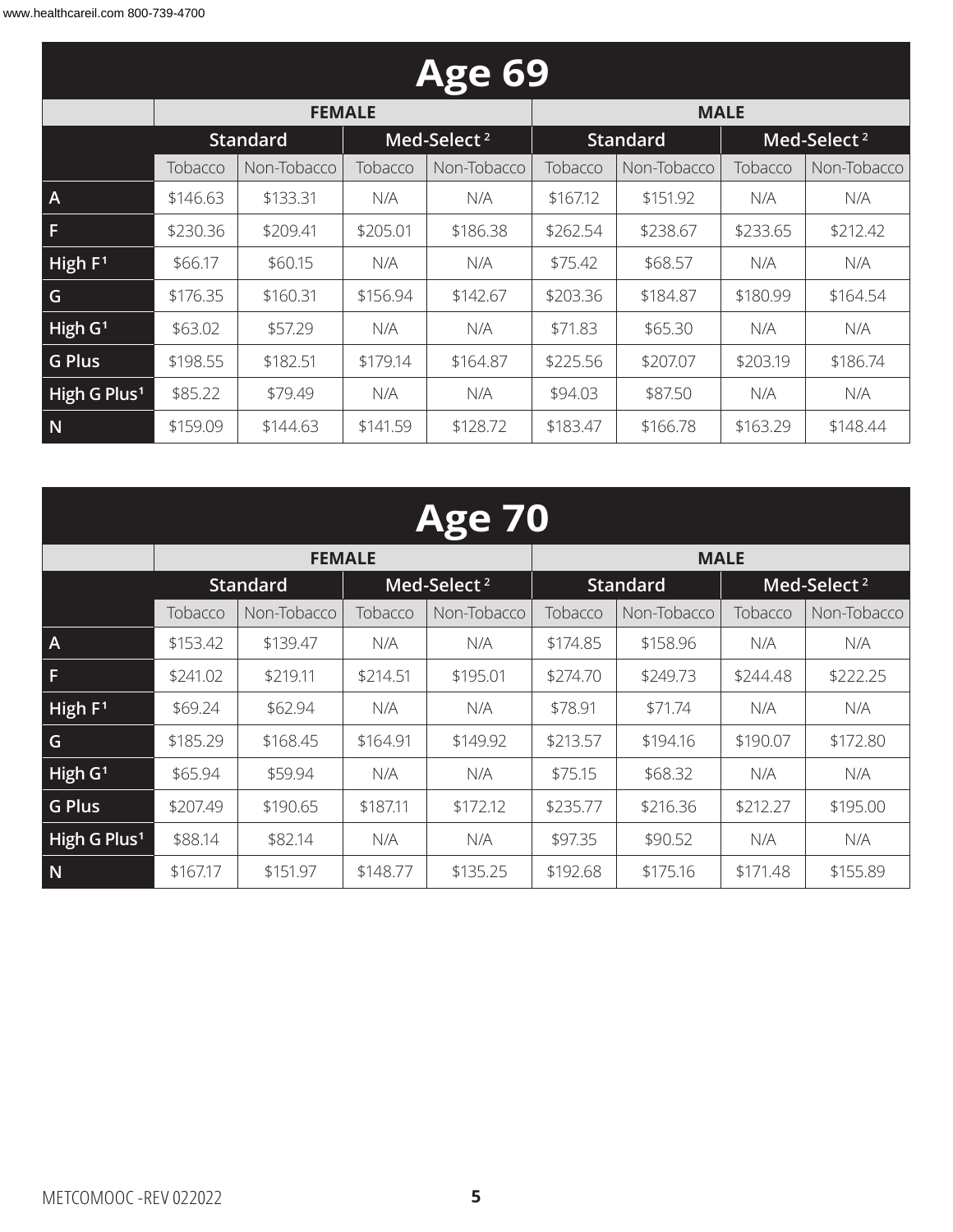## Age 69

| | FEMALE | | | | MALE | | | |
|---|---|---|---|---|---|---|---|---|
| | Standard | | Med-Select [2] | | Standard | | Med-Select [2] | |
| | Tobacco | Non-Tobacco | Tobacco | Non-Tobacco | Tobacco | Non-Tobacco | Tobacco | Non-Tobacco |
| A | $146.63 | $133.31 | N/A | N/A | $167.12 | $151.92 | N/A | N/A |
| F | $230.36 | $209.41 | $205.01 | $186.38 | $262.54 | $238.67 | $233.65 | $212.42 |
| High F[1] | $66.17 | $60.15 | N/A | N/A | $75.42 | $68.57 | N/A | N/A |
| G | $176.35 | $160.31 | $156.94 | $142.67 | $203.36 | $184.87 | $180.99 | $164.54 |
| High G[1] | $63.02 | $57.29 | N/A | N/A | $71.83 | $65.30 | N/A | N/A |
| G Plus | $198.55 | $182.51 | $179.14 | $164.87 | $225.56 | $207.07 | $203.19 | $186.74 |
| High G Plus[1] | $85.22 | $79.49 | N/A | N/A | $94.03 | $87.50 | N/A | N/A |
| N | $159.09 | $144.63 | $141.59 | $128.72 | $183.47 | $166.78 | $163.29 | $148.44 |

## Age 70

| | FEMALE | | | | MALE | | | |
|---|---|---|---|---|---|---|---|---|
| | Standard | | Med-Select [2] | | Standard | | Med-Select [2] | |
| | Tobacco | Non-Tobacco | Tobacco | Non-Tobacco | Tobacco | Non-Tobacco | Tobacco | Non-Tobacco |
| A | $153.42 | $139.47 | N/A | N/A | $174.85 | $158.96 | N/A | N/A |
| F | $241.02 | $219.11 | $214.51 | $195.01 | $274.70 | $249.73 | $244.48 | $222.25 |
| High F[1] | $69.24 | $62.94 | N/A | N/A | $78.91 | $71.74 | N/A | N/A |
| G | $185.29 | $168.45 | $164.91 | $149.92 | $213.57 | $194.16 | $190.07 | $172.80 |
| High G[1] | $65.94 | $59.94 | N/A | N/A | $75.15 | $68.32 | N/A | N/A |
| G Plus | $207.49 | $190.65 | $187.11 | $172.12 | $235.77 | $216.36 | $212.27 | $195.00 |
| High G Plus[1] | $88.14 | $82.14 | N/A | N/A | $97.35 | $90.52 | N/A | N/A |
| N | $167.17 | $151.97 | $148.77 | $135.25 | $192.68 | $175.16 | $171.48 | $155.89 |

METCOMOOC -REV 022022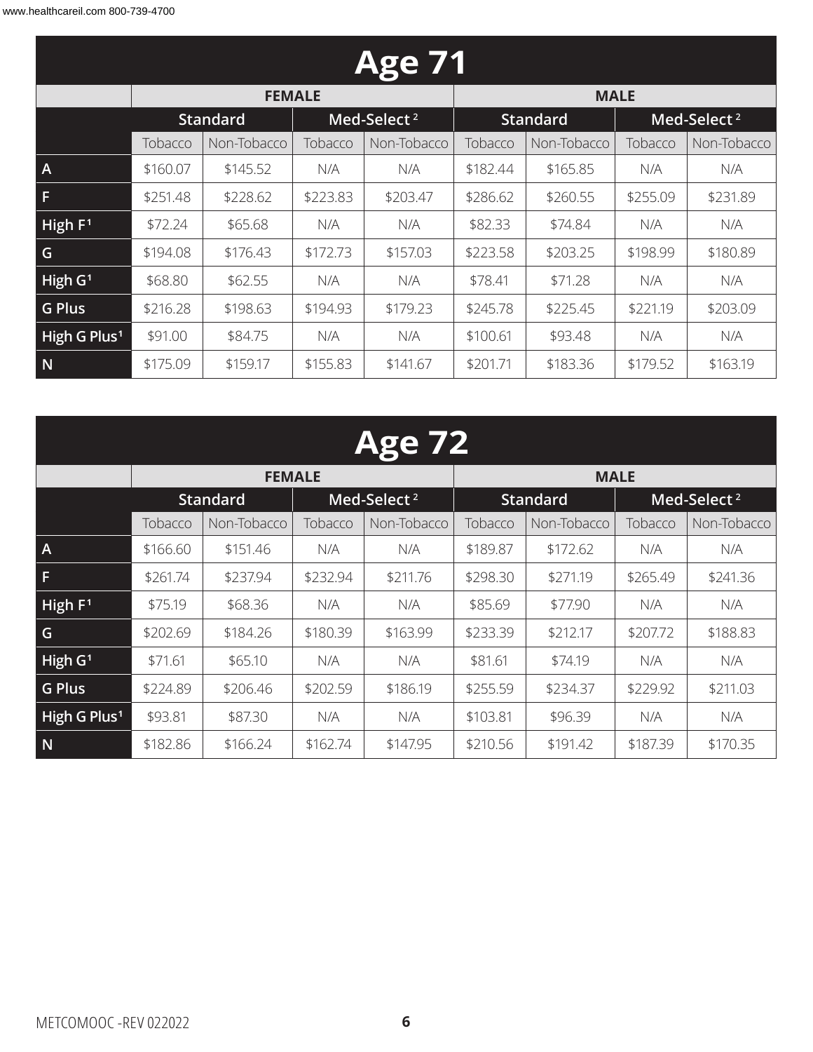## Age 71

| | FEMALE | | | | MALE | | | |
|---|---|---|---|---|---|---|---|---|
| | Standard | | Med-Select [2] | | Standard | | Med-Select [2] | |
| | Tobacco | Non-Tobacco | Tobacco | Non-Tobacco | Tobacco | Non-Tobacco | Tobacco | Non-Tobacco |
| A | $160.07 | $145.52 | N/A | N/A | $182.44 | $165.85 | N/A | N/A |
| F | $251.48 | $228.62 | $223.83 | $203.47 | $286.62 | $260.55 | $255.09 | $231.89 |
| High F[1] | $72.24 | $65.68 | N/A | N/A | $82.33 | $74.84 | N/A | N/A |
| G | $194.08 | $176.43 | $172.73 | $157.03 | $223.58 | $203.25 | $198.99 | $180.89 |
| High G[1] | $68.80 | $62.55 | N/A | N/A | $78.41 | $71.28 | N/A | N/A |
| G Plus | $216.28 | $198.63 | $194.93 | $179.23 | $245.78 | $225.45 | $221.19 | $203.09 |
| High G Plus[1] | $91.00 | $84.75 | N/A | N/A | $100.61 | $93.48 | N/A | N/A |
| N | $175.09 | $159.17 | $155.83 | $141.67 | $201.71 | $183.36 | $179.52 | $163.19 |

## Age 72

| | FEMALE | | | | MALE | | | |
|---|---|---|---|---|---|---|---|---|
| | Standard | | Med-Select [2] | | Standard | | Med-Select [2] | |
| | Tobacco | Non-Tobacco | Tobacco | Non-Tobacco | Tobacco | Non-Tobacco | Tobacco | Non-Tobacco |
| A | $166.60 | $151.46 | N/A | N/A | $189.87 | $172.62 | N/A | N/A |
| F | $261.74 | $237.94 | $232.94 | $211.76 | $298.30 | $271.19 | $265.49 | $241.36 |
| High F[1] | $75.19 | $68.36 | N/A | N/A | $85.69 | $77.90 | N/A | N/A |
| G | $202.69 | $184.26 | $180.39 | $163.99 | $233.39 | $212.17 | $207.72 | $188.83 |
| High G[1] | $71.61 | $65.10 | N/A | N/A | $81.61 | $74.19 | N/A | N/A |
| G Plus | $224.89 | $206.46 | $202.59 | $186.19 | $255.59 | $234.37 | $229.92 | $211.03 |
| High G Plus[1] | $93.81 | $87.30 | N/A | N/A | $103.81 | $96.39 | N/A | N/A |
| N | $182.86 | $166.24 | $162.74 | $147.95 | $210.56 | $191.42 | $187.39 | $170.35 |

METCOMOOC -REV 022022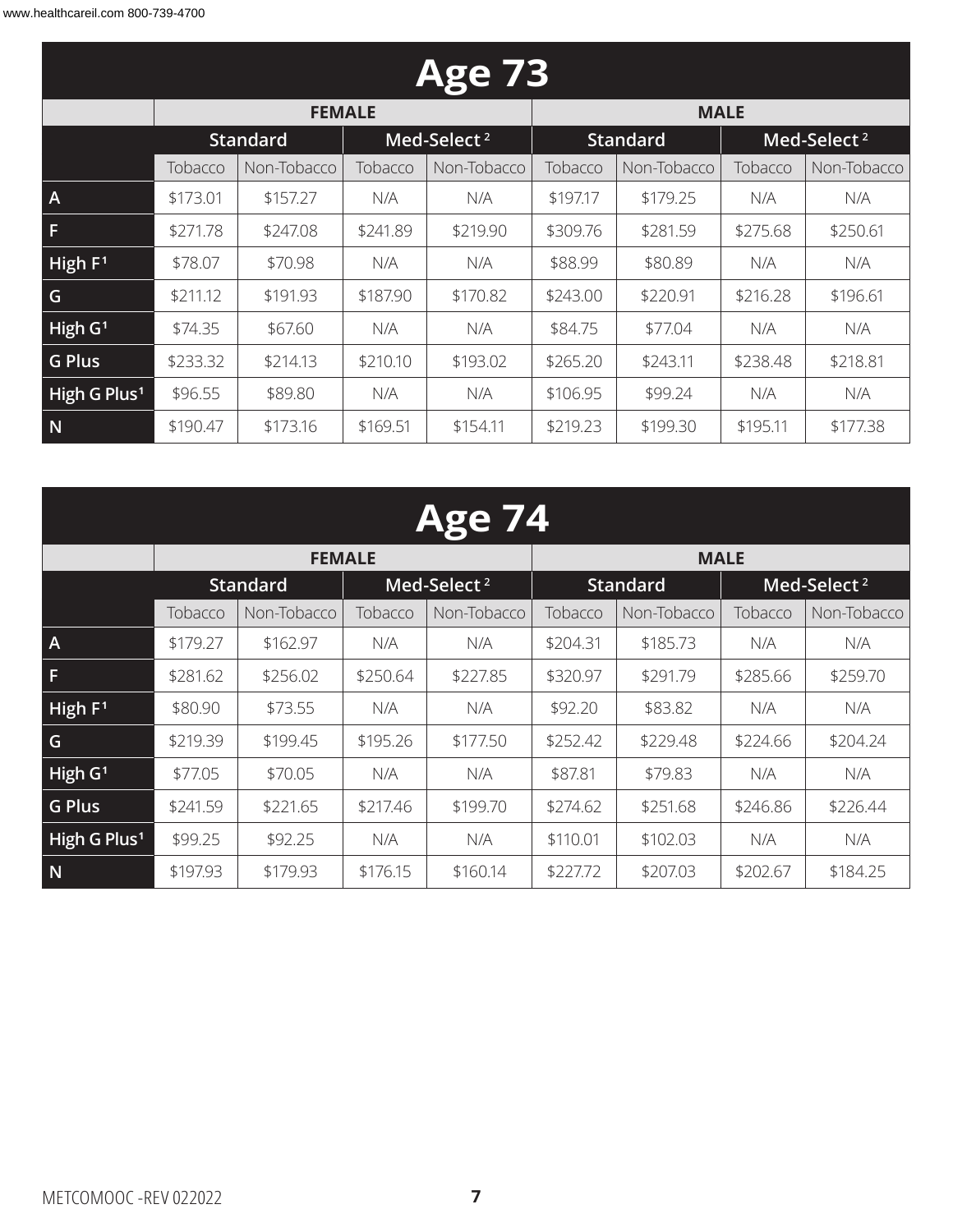# Age 73

| | FEMALE | | | | MALE | | | |
|---|---|---|---|---|---|---|---|---|
| | Standard | | Med-Select [2] | | Standard | | Med-Select [2] | |
| | Tobacco | Non-Tobacco | Tobacco | Non-Tobacco | Tobacco | Non-Tobacco | Tobacco | Non-Tobacco |
| A | $173.01 | $157.27 | N/A | N/A | $197.17 | $179.25 | N/A | N/A |
| F | $271.78 | $247.08 | $241.89 | $219.90 | $309.76 | $281.59 | $275.68 | $250.61 |
| High F[1] | $78.07 | $70.98 | N/A | N/A | $88.99 | $80.89 | N/A | N/A |
| G | $211.12 | $191.93 | $187.90 | $170.82 | $243.00 | $220.91 | $216.28 | $196.61 |
| High G[1] | $74.35 | $67.60 | N/A | N/A | $84.75 | $77.04 | N/A | N/A |
| G Plus | $233.32 | $214.13 | $210.10 | $193.02 | $265.20 | $243.11 | $238.48 | $218.81 |
| High G Plus[1] | $96.55 | $89.80 | N/A | N/A | $106.95 | $99.24 | N/A | N/A |
| N | $190.47 | $173.16 | $169.51 | $154.11 | $219.23 | $199.30 | $195.11 | $177.38 |

# Age 74

| | FEMALE | | | | MALE | | | |
|---|---|---|---|---|---|---|---|---|
| | Standard | | Med-Select [2] | | Standard | | Med-Select [2] | |
| | Tobacco | Non-Tobacco | Tobacco | Non-Tobacco | Tobacco | Non-Tobacco | Tobacco | Non-Tobacco |
| A | $179.27 | $162.97 | N/A | N/A | $204.31 | $185.73 | N/A | N/A |
| F | $281.62 | $256.02 | $250.64 | $227.85 | $320.97 | $291.79 | $285.66 | $259.70 |
| High F[1] | $80.90 | $73.55 | N/A | N/A | $92.20 | $83.82 | N/A | N/A |
| G | $219.39 | $199.45 | $195.26 | $177.50 | $252.42 | $229.48 | $224.66 | $204.24 |
| High G[1] | $77.05 | $70.05 | N/A | N/A | $87.81 | $79.83 | N/A | N/A |
| G Plus | $241.59 | $221.65 | $217.46 | $199.70 | $274.62 | $251.68 | $246.86 | $226.44 |
| High G Plus[1] | $99.25 | $92.25 | N/A | N/A | $110.01 | $102.03 | N/A | N/A |
| N | $197.93 | $179.93 | $176.15 | $160.14 | $227.72 | $207.03 | $202.67 | $184.25 |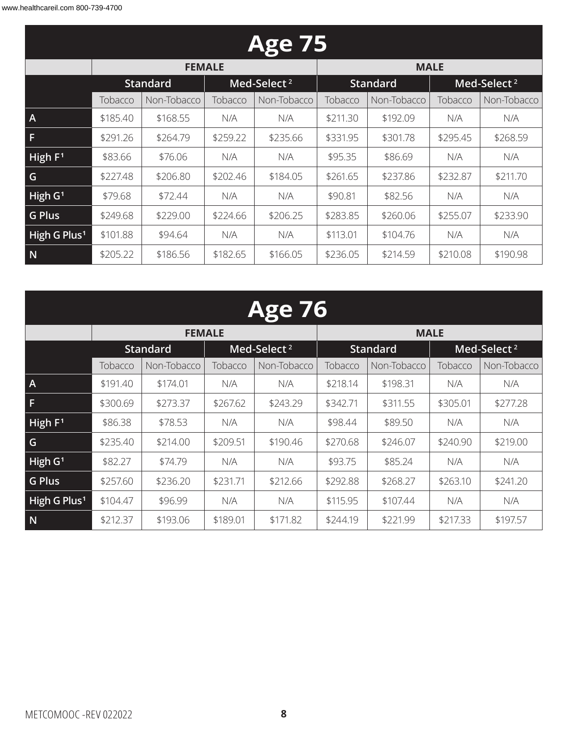## Age 75

| | FEMALE | | | | MALE | | | |
|---|---|---|---|---|---|---|---|---|
| | Standard | | Med-Select[2] | | Standard | | Med-Select[2] | |
| | Tobacco | Non-Tobacco | Tobacco | Non-Tobacco | Tobacco | Non-Tobacco | Tobacco | Non-Tobacco |
| A | $185.40 | $168.55 | N/A | N/A | $211.30 | $192.09 | N/A | N/A |
| F | $291.26 | $264.79 | $259.22 | $235.66 | $331.95 | $301.78 | $295.45 | $268.59 |
| High F[1] | $83.66 | $76.06 | N/A | N/A | $95.35 | $86.69 | N/A | N/A |
| G | $227.48 | $206.80 | $202.46 | $184.05 | $261.65 | $237.86 | $232.87 | $211.70 |
| High G[1] | $79.68 | $72.44 | N/A | N/A | $90.81 | $82.56 | N/A | N/A |
| G Plus | $249.68 | $229.00 | $224.66 | $206.25 | $283.85 | $260.06 | $255.07 | $233.90 |
| High G Plus[1] | $101.88 | $94.64 | N/A | N/A | $113.01 | $104.76 | N/A | N/A |
| N | $205.22 | $186.56 | $182.65 | $166.05 | $236.05 | $214.59 | $210.08 | $190.98 |

## Age 76

| | FEMALE | | | | MALE | | | |
|---|---|---|---|---|---|---|---|---|
| | Standard | | Med-Select[2] | | Standard | | Med-Select[2] | |
| | Tobacco | Non-Tobacco | Tobacco | Non-Tobacco | Tobacco | Non-Tobacco | Tobacco | Non-Tobacco |
| A | $191.40 | $174.01 | N/A | N/A | $218.14 | $198.31 | N/A | N/A |
| F | $300.69 | $273.37 | $267.62 | $243.29 | $342.71 | $311.55 | $305.01 | $277.28 |
| High F[1] | $86.38 | $78.53 | N/A | N/A | $98.44 | $89.50 | N/A | N/A |
| G | $235.40 | $214.00 | $209.51 | $190.46 | $270.68 | $246.07 | $240.90 | $219.00 |
| High G[1] | $82.27 | $74.79 | N/A | N/A | $93.75 | $85.24 | N/A | N/A |
| G Plus | $257.60 | $236.20 | $231.71 | $212.66 | $292.88 | $268.27 | $263.10 | $241.20 |
| High G Plus[1] | $104.47 | $96.99 | N/A | N/A | $115.95 | $107.44 | N/A | N/A |
| N | $212.37 | $193.06 | $189.01 | $171.82 | $244.19 | $221.99 | $217.33 | $197.57 |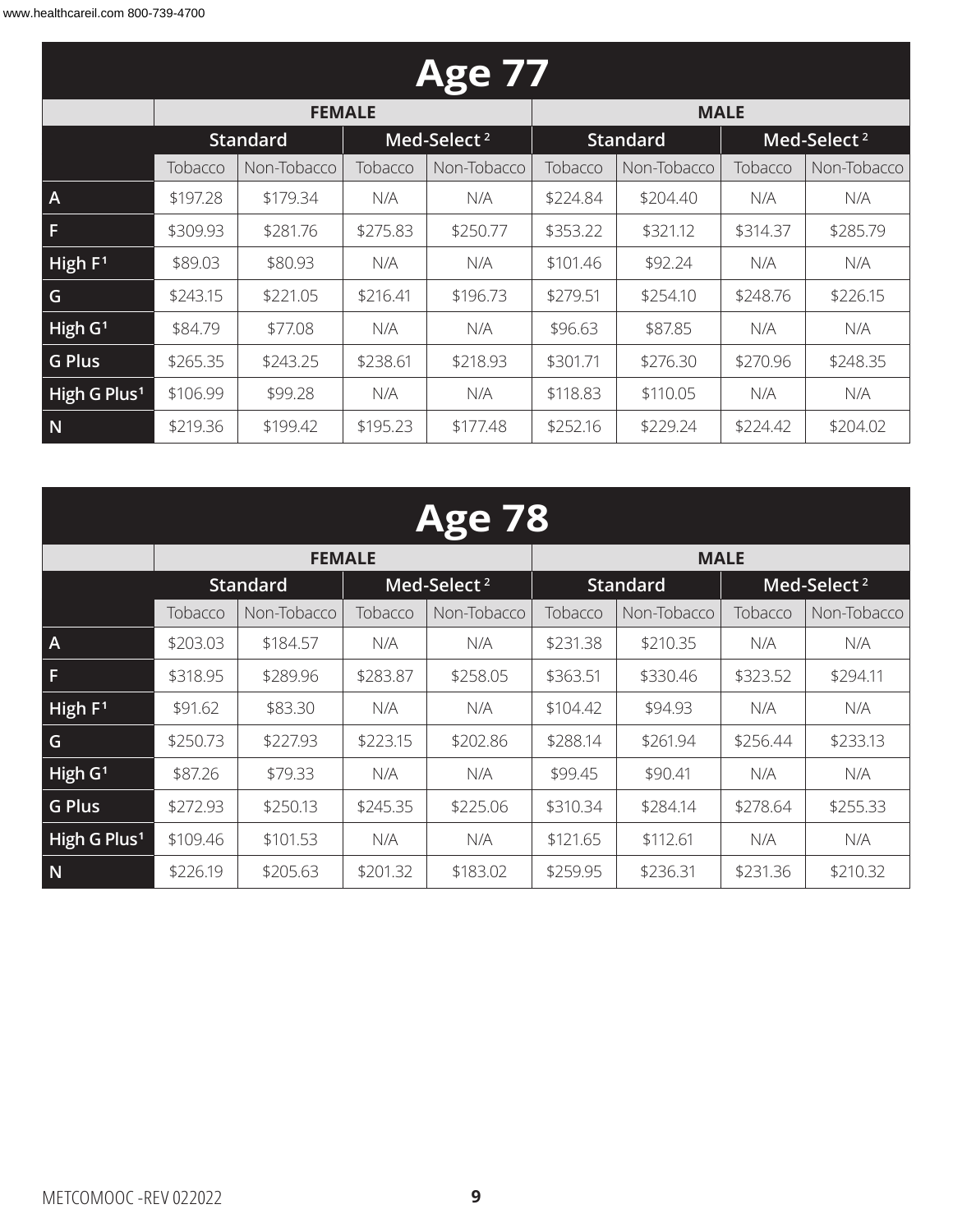## Age 77

| | FEMALE | | | | MALE | | | |
|---|---|---|---|---|---|---|---|---|
| | Standard | | Med-Select [2] | | Standard | | Med-Select [2] | |
| | Tobacco | Non-Tobacco | Tobacco | Non-Tobacco | Tobacco | Non-Tobacco | Tobacco | Non-Tobacco |
| A | $197.28 | $179.34 | N/A | N/A | $224.84 | $204.40 | N/A | N/A |
| F | $309.93 | $281.76 | $275.83 | $250.77 | $353.22 | $321.12 | $314.37 | $285.79 |
| High F[1] | $89.03 | $80.93 | N/A | N/A | $101.46 | $92.24 | N/A | N/A |
| G | $243.15 | $221.05 | $216.41 | $196.73 | $279.51 | $254.10 | $248.76 | $226.15 |
| High G[1] | $84.79 | $77.08 | N/A | N/A | $96.63 | $87.85 | N/A | N/A |
| G Plus | $265.35 | $243.25 | $238.61 | $218.93 | $301.71 | $276.30 | $270.96 | $248.35 |
| High G Plus[1] | $106.99 | $99.28 | N/A | N/A | $118.83 | $110.05 | N/A | N/A |
| N | $219.36 | $199.42 | $195.23 | $177.48 | $252.16 | $229.24 | $224.42 | $204.02 |

## Age 78

| | FEMALE | | | | MALE | | | |
|---|---|---|---|---|---|---|---|---|
| | Standard | | Med-Select [2] | | Standard | | Med-Select [2] | |
| | Tobacco | Non-Tobacco | Tobacco | Non-Tobacco | Tobacco | Non-Tobacco | Tobacco | Non-Tobacco |
| A | $203.03 | $184.57 | N/A | N/A | $231.38 | $210.35 | N/A | N/A |
| F | $318.95 | $289.96 | $283.87 | $258.05 | $363.51 | $330.46 | $323.52 | $294.11 |
| High F[1] | $91.62 | $83.30 | N/A | N/A | $104.42 | $94.93 | N/A | N/A |
| G | $250.73 | $227.93 | $223.15 | $202.86 | $288.14 | $261.94 | $256.44 | $233.13 |
| High G[1] | $87.26 | $79.33 | N/A | N/A | $99.45 | $90.41 | N/A | N/A |
| G Plus | $272.93 | $250.13 | $245.35 | $225.06 | $310.34 | $284.14 | $278.64 | $255.33 |
| High G Plus[1] | $109.46 | $101.53 | N/A | N/A | $121.65 | $112.61 | N/A | N/A |
| N | $226.19 | $205.63 | $201.32 | $183.02 | $259.95 | $236.31 | $231.36 | $210.32 |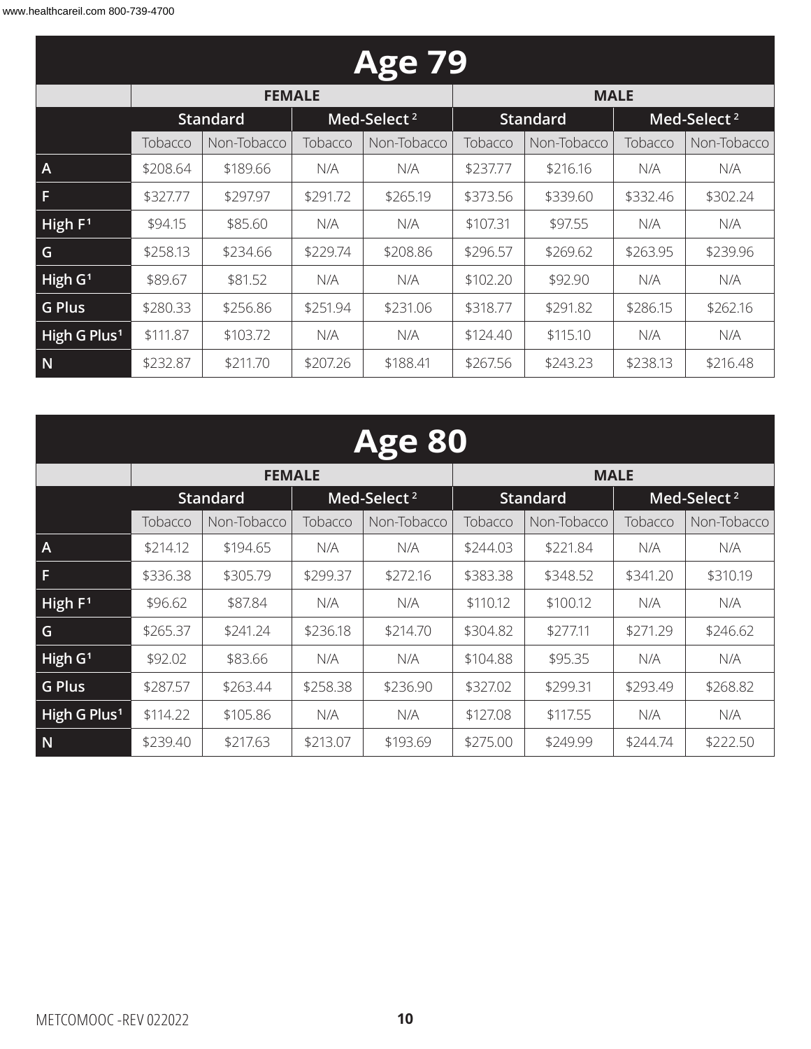## Age 79

| | FEMALE | | | | MALE | | | |
|---|---|---|---|---|---|---|---|---|
| | Standard | | Med-Select [2] | | Standard | | Med-Select [2] | |
| | Tobacco | Non-Tobacco | Tobacco | Non-Tobacco | Tobacco | Non-Tobacco | Tobacco | Non-Tobacco |
| A | $208.64 | $189.66 | N/A | N/A | $237.77 | $216.16 | N/A | N/A |
| F | $327.77 | $297.97 | $291.72 | $265.19 | $373.56 | $339.60 | $332.46 | $302.24 |
| High F[1] | $94.15 | $85.60 | N/A | N/A | $107.31 | $97.55 | N/A | N/A |
| G | $258.13 | $234.66 | $229.74 | $208.86 | $296.57 | $269.62 | $263.95 | $239.96 |
| High G[1] | $89.67 | $81.52 | N/A | N/A | $102.20 | $92.90 | N/A | N/A |
| G Plus | $280.33 | $256.86 | $251.94 | $231.06 | $318.77 | $291.82 | $286.15 | $262.16 |
| High G Plus[1] | $111.87 | $103.72 | N/A | N/A | $124.40 | $115.10 | N/A | N/A |
| N | $232.87 | $211.70 | $207.26 | $188.41 | $267.56 | $243.23 | $238.13 | $216.48 |

## Age 80

| | FEMALE | | | | MALE | | | |
|---|---|---|---|---|---|---|---|---|
| | Standard | | Med-Select [2] | | Standard | | Med-Select [2] | |
| | Tobacco | Non-Tobacco | Tobacco | Non-Tobacco | Tobacco | Non-Tobacco | Tobacco | Non-Tobacco |
| A | $214.12 | $194.65 | N/A | N/A | $244.03 | $221.84 | N/A | N/A |
| F | $336.38 | $305.79 | $299.37 | $272.16 | $383.38 | $348.52 | $341.20 | $310.19 |
| High F[1] | $96.62 | $87.84 | N/A | N/A | $110.12 | $100.12 | N/A | N/A |
| G | $265.37 | $241.24 | $236.18 | $214.70 | $304.82 | $277.11 | $271.29 | $246.62 |
| High G[1] | $92.02 | $83.66 | N/A | N/A | $104.88 | $95.35 | N/A | N/A |
| G Plus | $287.57 | $263.44 | $258.38 | $236.90 | $327.02 | $299.31 | $293.49 | $268.82 |
| High G Plus[1] | $114.22 | $105.86 | N/A | N/A | $127.08 | $117.55 | N/A | N/A |
| N | $239.40 | $217.63 | $213.07 | $193.69 | $275.00 | $249.99 | $244.74 | $222.50 |

METCOMOOC -REV 022022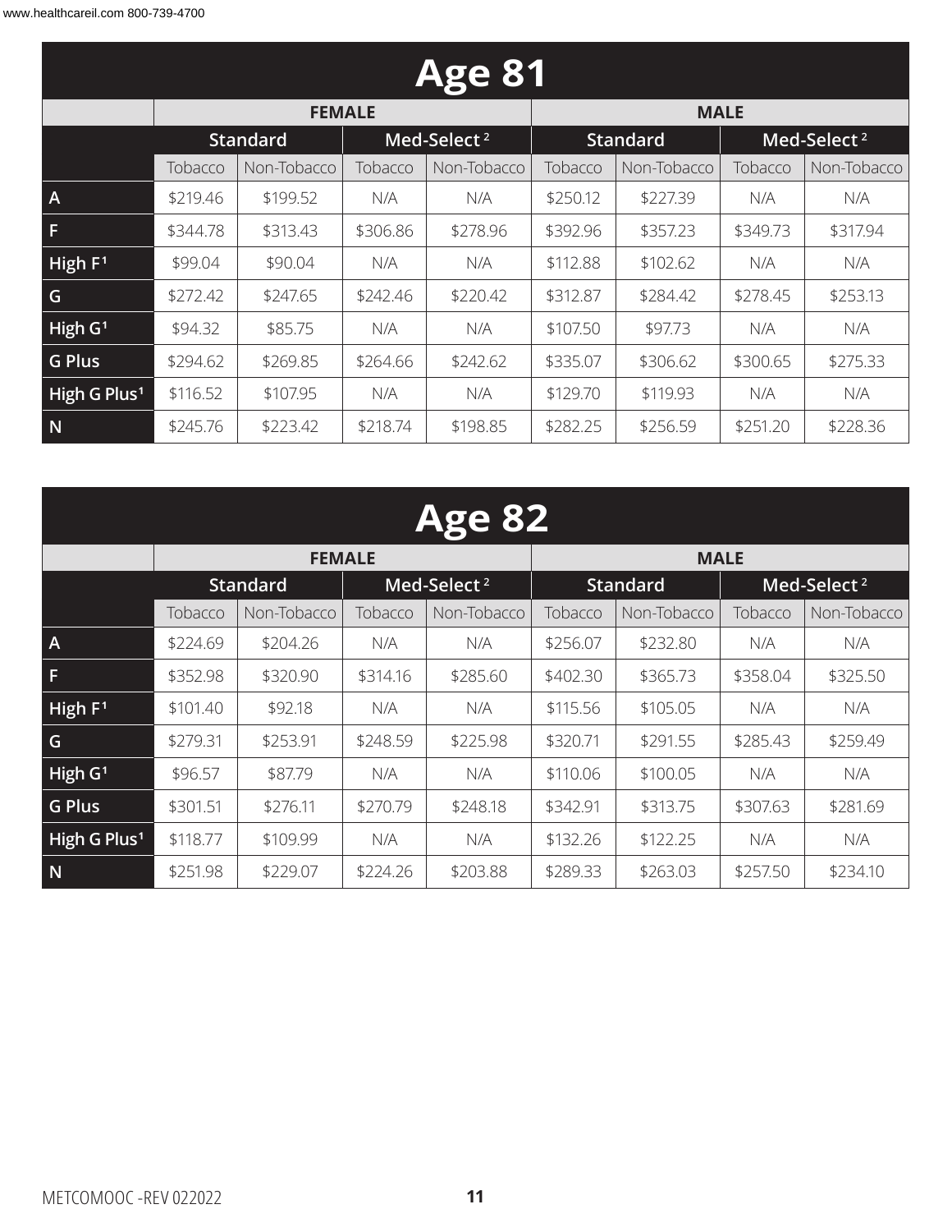## Age 81

| | FEMALE | | | | MALE | | | |
|---|---|---|---|---|---|---|---|---|
| | Standard | | Med-Select [2] | | Standard | | Med-Select [2] | |
| | Tobacco | Non-Tobacco | Tobacco | Non-Tobacco | Tobacco | Non-Tobacco | Tobacco | Non-Tobacco |
| A | $219.46 | $199.52 | N/A | N/A | $250.12 | $227.39 | N/A | N/A |
| F | $344.78 | $313.43 | $306.86 | $278.96 | $392.96 | $357.23 | $349.73 | $317.94 |
| High F[1] | $99.04 | $90.04 | N/A | N/A | $112.88 | $102.62 | N/A | N/A |
| G | $272.42 | $247.65 | $242.46 | $220.42 | $312.87 | $284.42 | $278.45 | $253.13 |
| High G[1] | $94.32 | $85.75 | N/A | N/A | $107.50 | $97.73 | N/A | N/A |
| G Plus | $294.62 | $269.85 | $264.66 | $242.62 | $335.07 | $306.62 | $300.65 | $275.33 |
| High G Plus[1] | $116.52 | $107.95 | N/A | N/A | $129.70 | $119.93 | N/A | N/A |
| N | $245.76 | $223.42 | $218.74 | $198.85 | $282.25 | $256.59 | $251.20 | $228.36 |

## Age 82

| | FEMALE | | | | MALE | | | |
|---|---|---|---|---|---|---|---|---|
| | Standard | | Med-Select [2] | | Standard | | Med-Select [2] | |
| | Tobacco | Non-Tobacco | Tobacco | Non-Tobacco | Tobacco | Non-Tobacco | Tobacco | Non-Tobacco |
| A | $224.69 | $204.26 | N/A | N/A | $256.07 | $232.80 | N/A | N/A |
| F | $352.98 | $320.90 | $314.16 | $285.60 | $402.30 | $365.73 | $358.04 | $325.50 |
| High F[1] | $101.40 | $92.18 | N/A | N/A | $115.56 | $105.05 | N/A | N/A |
| G | $279.31 | $253.91 | $248.59 | $225.98 | $320.71 | $291.55 | $285.43 | $259.49 |
| High G[1] | $96.57 | $87.79 | N/A | N/A | $110.06 | $100.05 | N/A | N/A |
| G Plus | $301.51 | $276.11 | $270.79 | $248.18 | $342.91 | $313.75 | $307.63 | $281.69 |
| High G Plus[1] | $118.77 | $109.99 | N/A | N/A | $132.26 | $122.25 | N/A | N/A |
| N | $251.98 | $229.07 | $224.26 | $203.88 | $289.33 | $263.03 | $257.50 | $234.10 |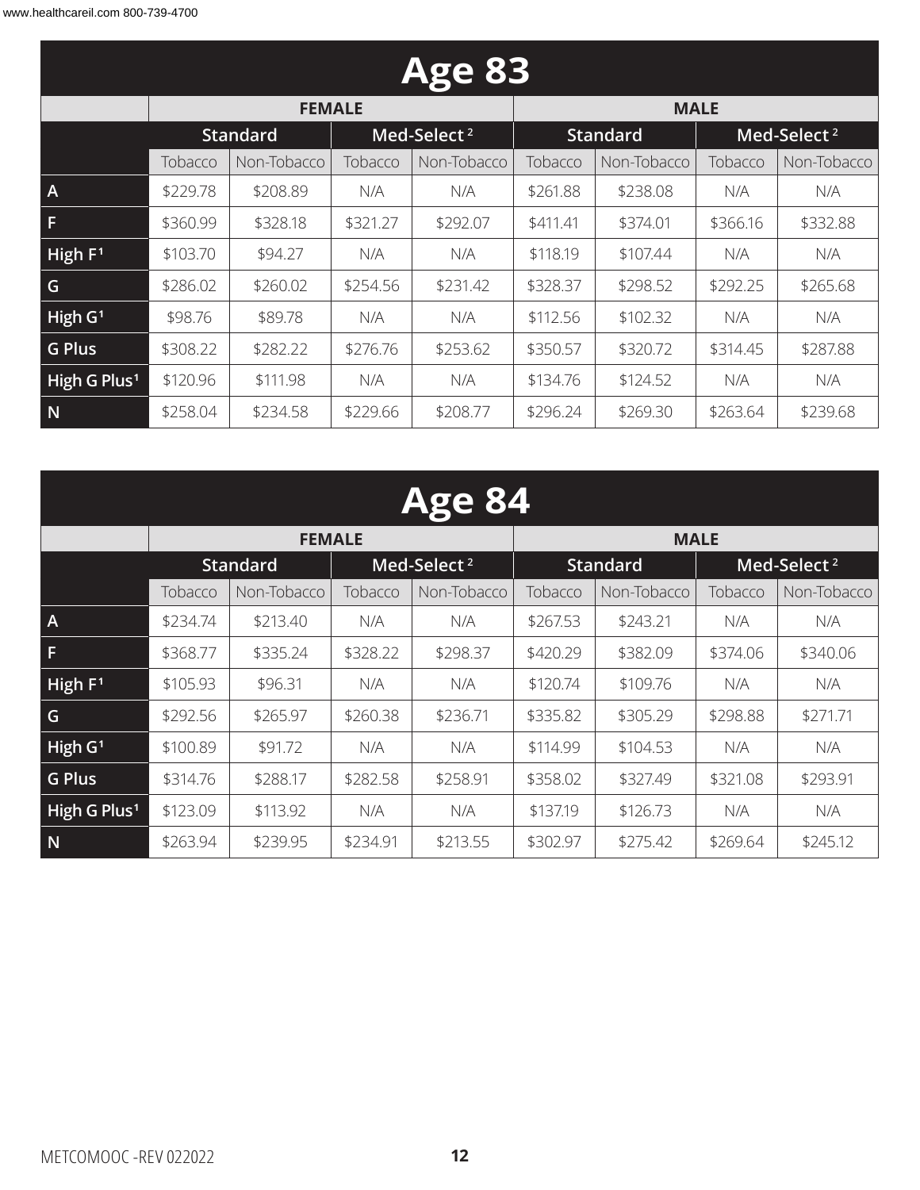## Age 83

| | FEMALE | | | | MALE | | | |
|---|---|---|---|---|---|---|---|---|
| | Standard | | Med-Select [2] | | Standard | | Med-Select [2] | |
| | Tobacco | Non-Tobacco | Tobacco | Non-Tobacco | Tobacco | Non-Tobacco | Tobacco | Non-Tobacco |
| A | $229.78 | $208.89 | N/A | N/A | $261.88 | $238.08 | N/A | N/A |
| F | $360.99 | $328.18 | $321.27 | $292.07 | $411.41 | $374.01 | $366.16 | $332.88 |
| High F[1] | $103.70 | $94.27 | N/A | N/A | $118.19 | $107.44 | N/A | N/A |
| G | $286.02 | $260.02 | $254.56 | $231.42 | $328.37 | $298.52 | $292.25 | $265.68 |
| High G[1] | $98.76 | $89.78 | N/A | N/A | $112.56 | $102.32 | N/A | N/A |
| G Plus | $308.22 | $282.22 | $276.76 | $253.62 | $350.57 | $320.72 | $314.45 | $287.88 |
| High G Plus[1] | $120.96 | $111.98 | N/A | N/A | $134.76 | $124.52 | N/A | N/A |
| N | $258.04 | $234.58 | $229.66 | $208.77 | $296.24 | $269.30 | $263.64 | $239.68 |

## Age 84

| | FEMALE | | | | MALE | | | |
|---|---|---|---|---|---|---|---|---|
| | Standard | | Med-Select [2] | | Standard | | Med-Select [2] | |
| | Tobacco | Non-Tobacco | Tobacco | Non-Tobacco | Tobacco | Non-Tobacco | Tobacco | Non-Tobacco |
| A | $234.74 | $213.40 | N/A | N/A | $267.53 | $243.21 | N/A | N/A |
| F | $368.77 | $335.24 | $328.22 | $298.37 | $420.29 | $382.09 | $374.06 | $340.06 |
| High F[1] | $105.93 | $96.31 | N/A | N/A | $120.74 | $109.76 | N/A | N/A |
| G | $292.56 | $265.97 | $260.38 | $236.71 | $335.82 | $305.29 | $298.88 | $271.71 |
| High G[1] | $100.89 | $91.72 | N/A | N/A | $114.99 | $104.53 | N/A | N/A |
| G Plus | $314.76 | $288.17 | $282.58 | $258.91 | $358.02 | $327.49 | $321.08 | $293.91 |
| High G Plus[1] | $123.09 | $113.92 | N/A | N/A | $137.19 | $126.73 | N/A | N/A |
| N | $263.94 | $239.95 | $234.91 | $213.55 | $302.97 | $275.42 | $269.64 | $245.12 |

METCOMOOC -REV 022022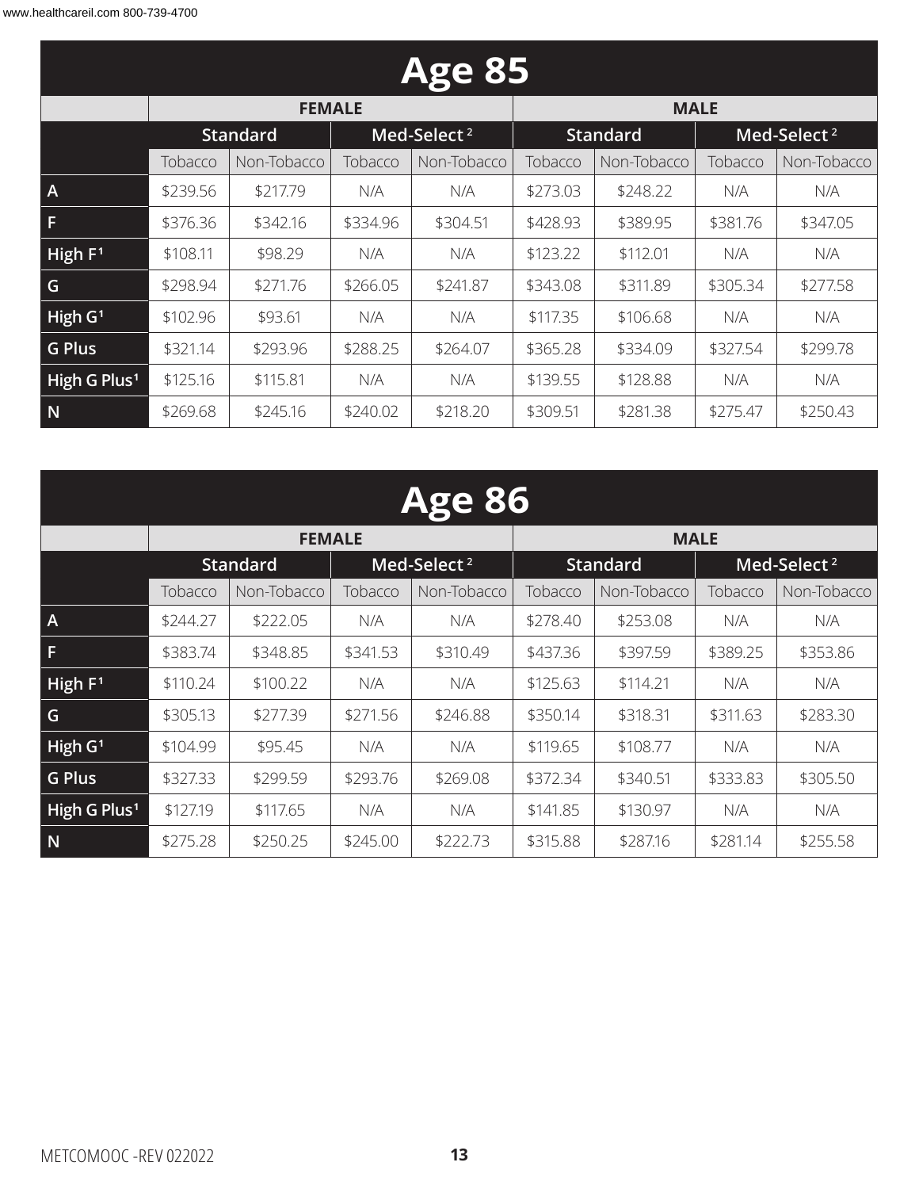## Age 85

| | FEMALE | | | | MALE | | | |
|---|---|---|---|---|---|---|---|---|
| | Standard | | Med-Select [2] | | Standard | | Med-Select [2] | |
| | Tobacco | Non-Tobacco | Tobacco | Non-Tobacco | Tobacco | Non-Tobacco | Tobacco | Non-Tobacco |
| A | $239.56 | $217.79 | N/A | N/A | $273.03 | $248.22 | N/A | N/A |
| F | $376.36 | $342.16 | $334.96 | $304.51 | $428.93 | $389.95 | $381.76 | $347.05 |
| High F[1] | $108.11 | $98.29 | N/A | N/A | $123.22 | $112.01 | N/A | N/A |
| G | $298.94 | $271.76 | $266.05 | $241.87 | $343.08 | $311.89 | $305.34 | $277.58 |
| High G[1] | $102.96 | $93.61 | N/A | N/A | $117.35 | $106.68 | N/A | N/A |
| G Plus | $321.14 | $293.96 | $288.25 | $264.07 | $365.28 | $334.09 | $327.54 | $299.78 |
| High G Plus[1] | $125.16 | $115.81 | N/A | N/A | $139.55 | $128.88 | N/A | N/A |
| N | $269.68 | $245.16 | $240.02 | $218.20 | $309.51 | $281.38 | $275.47 | $250.43 |

## Age 86

| | FEMALE | | | | MALE | | | |
|---|---|---|---|---|---|---|---|---|
| | Standard | | Med-Select [2] | | Standard | | Med-Select [2] | |
| | Tobacco | Non-Tobacco | Tobacco | Non-Tobacco | Tobacco | Non-Tobacco | Tobacco | Non-Tobacco |
| A | $244.27 | $222.05 | N/A | N/A | $278.40 | $253.08 | N/A | N/A |
| F | $383.74 | $348.85 | $341.53 | $310.49 | $437.36 | $397.59 | $389.25 | $353.86 |
| High F[1] | $110.24 | $100.22 | N/A | N/A | $125.63 | $114.21 | N/A | N/A |
| G | $305.13 | $277.39 | $271.56 | $246.88 | $350.14 | $318.31 | $311.63 | $283.30 |
| High G[1] | $104.99 | $95.45 | N/A | N/A | $119.65 | $108.77 | N/A | N/A |
| G Plus | $327.33 | $299.59 | $293.76 | $269.08 | $372.34 | $340.51 | $333.83 | $305.50 |
| High G Plus[1] | $127.19 | $117.65 | N/A | N/A | $141.85 | $130.97 | N/A | N/A |
| N | $275.28 | $250.25 | $245.00 | $222.73 | $315.88 | $287.16 | $281.14 | $255.58 |

METCOMOOC -REV 022022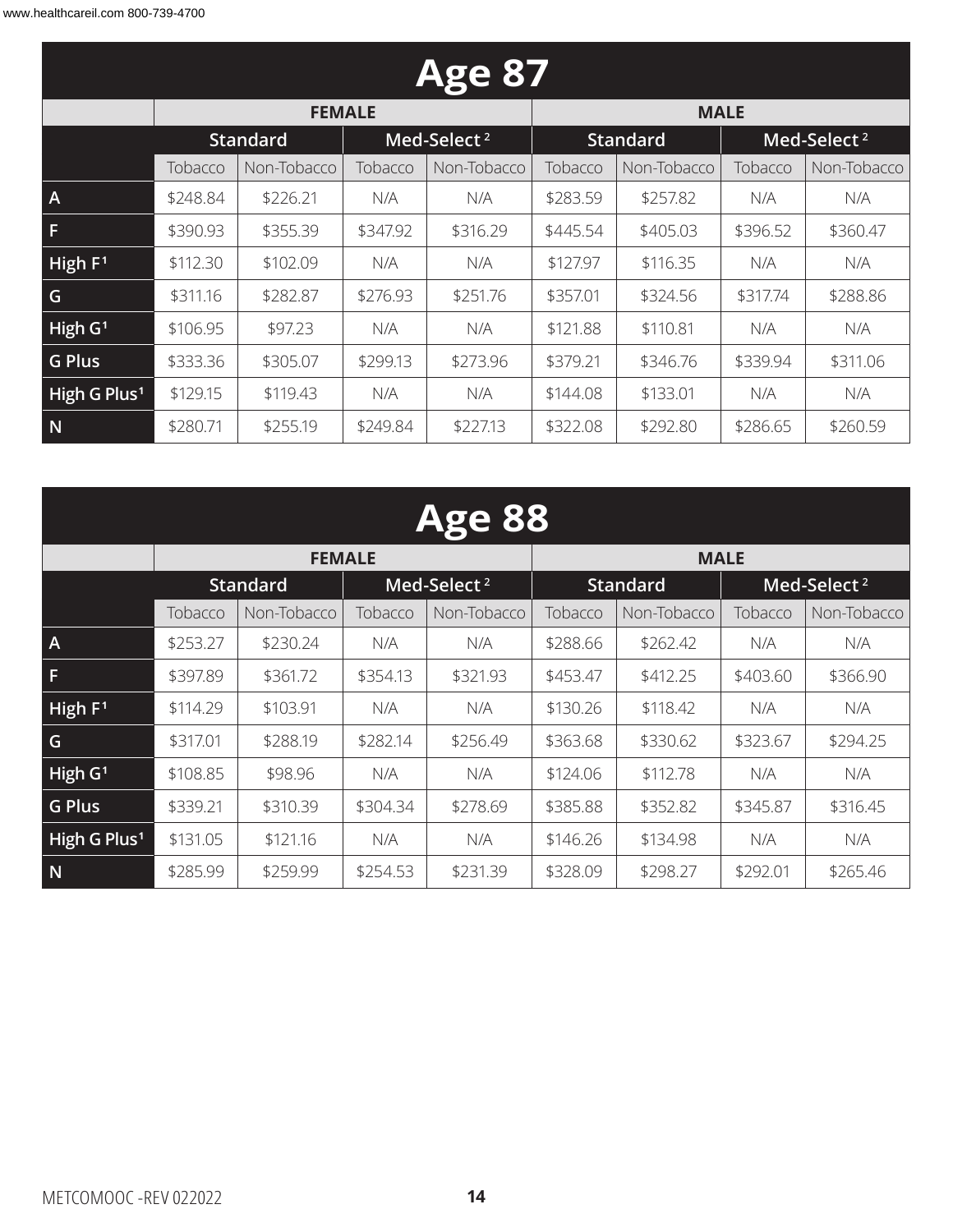## Age 87

| | FEMALE | | | | MALE | | | |
|---|---|---|---|---|---|---|---|---|
| | Standard | | Med-Select[2] | | Standard | | Med-Select[2] | |
| | Tobacco | Non-Tobacco | Tobacco | Non-Tobacco | Tobacco | Non-Tobacco | Tobacco | Non-Tobacco |
| A | $248.84 | $226.21 | N/A | N/A | $283.59 | $257.82 | N/A | N/A |
| F | $390.93 | $355.39 | $347.92 | $316.29 | $445.54 | $405.03 | $396.52 | $360.47 |
| High F[1] | $112.30 | $102.09 | N/A | N/A | $127.97 | $116.35 | N/A | N/A |
| G | $311.16 | $282.87 | $276.93 | $251.76 | $357.01 | $324.56 | $317.74 | $288.86 |
| High G[1] | $106.95 | $97.23 | N/A | N/A | $121.88 | $110.81 | N/A | N/A |
| G Plus | $333.36 | $305.07 | $299.13 | $273.96 | $379.21 | $346.76 | $339.94 | $311.06 |
| High G Plus[1] | $129.15 | $119.43 | N/A | N/A | $144.08 | $133.01 | N/A | N/A |
| N | $280.71 | $255.19 | $249.84 | $227.13 | $322.08 | $292.80 | $286.65 | $260.59 |

## Age 88

| | FEMALE | | | | MALE | | | |
|---|---|---|---|---|---|---|---|---|
| | Standard | | Med-Select[2] | | Standard | | Med-Select[2] | |
| | Tobacco | Non-Tobacco | Tobacco | Non-Tobacco | Tobacco | Non-Tobacco | Tobacco | Non-Tobacco |
| A | $253.27 | $230.24 | N/A | N/A | $288.66 | $262.42 | N/A | N/A |
| F | $397.89 | $361.72 | $354.13 | $321.93 | $453.47 | $412.25 | $403.60 | $366.90 |
| High F[1] | $114.29 | $103.91 | N/A | N/A | $130.26 | $118.42 | N/A | N/A |
| G | $317.01 | $288.19 | $282.14 | $256.49 | $363.68 | $330.62 | $323.67 | $294.25 |
| High G[1] | $108.85 | $98.96 | N/A | N/A | $124.06 | $112.78 | N/A | N/A |
| G Plus | $339.21 | $310.39 | $304.34 | $278.69 | $385.88 | $352.82 | $345.87 | $316.45 |
| High G Plus[1] | $131.05 | $121.16 | N/A | N/A | $146.26 | $134.98 | N/A | N/A |
| N | $285.99 | $259.99 | $254.53 | $231.39 | $328.09 | $298.27 | $292.01 | $265.46 |

METCOMOOC -REV 022022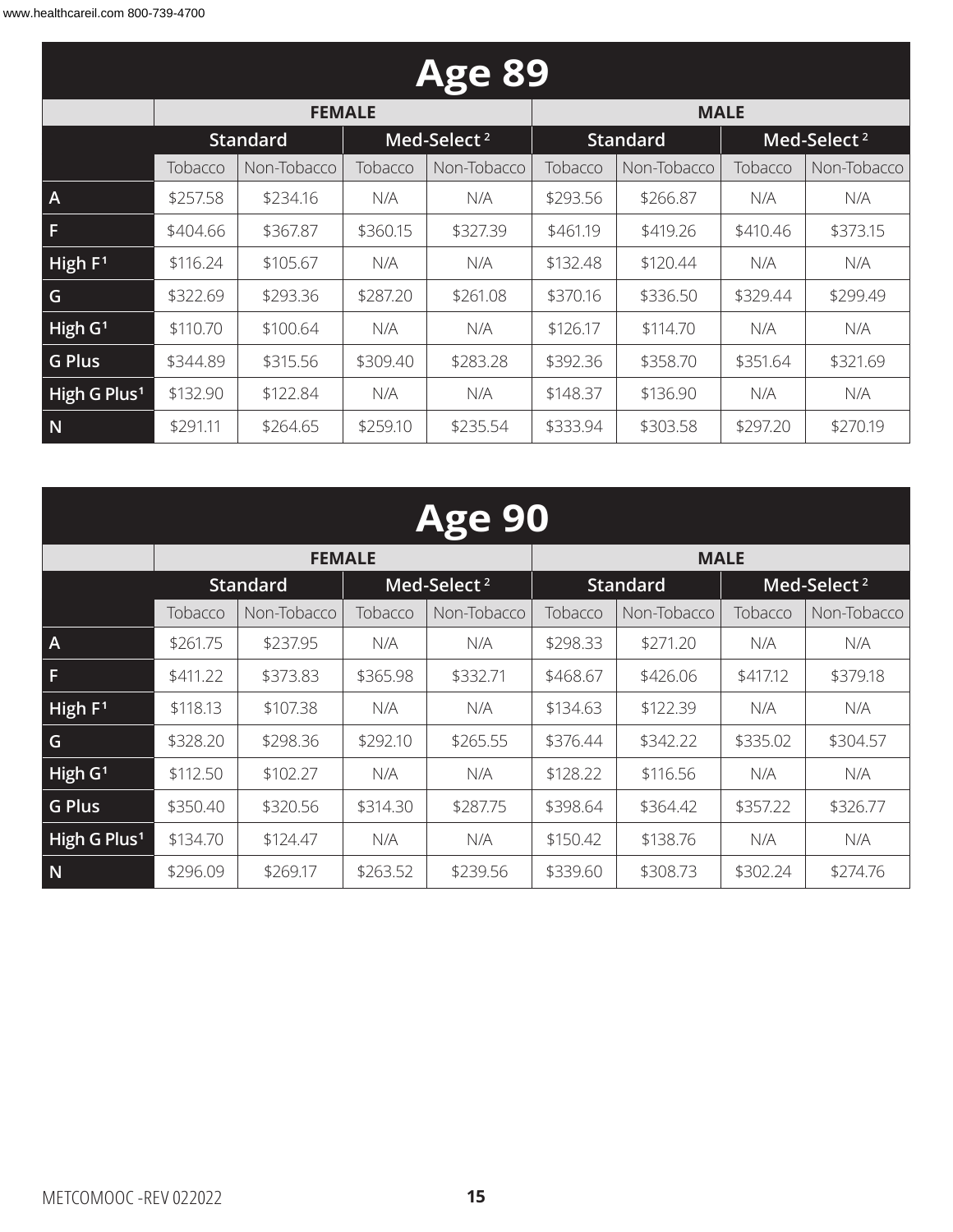## Age 89

| | FEMALE | | | | MALE | | | |
|---|---|---|---|---|---|---|---|---|
| | Standard | | Med-Select[2] | | Standard | | Med-Select[2] | |
| | Tobacco | Non-Tobacco | Tobacco | Non-Tobacco | Tobacco | Non-Tobacco | Tobacco | Non-Tobacco |
| A | $257.58 | $234.16 | N/A | N/A | $293.56 | $266.87 | N/A | N/A |
| F | $404.66 | $367.87 | $360.15 | $327.39 | $461.19 | $419.26 | $410.46 | $373.15 |
| High F[1] | $116.24 | $105.67 | N/A | N/A | $132.48 | $120.44 | N/A | N/A |
| G | $322.69 | $293.36 | $287.20 | $261.08 | $370.16 | $336.50 | $329.44 | $299.49 |
| High G[1] | $110.70 | $100.64 | N/A | N/A | $126.17 | $114.70 | N/A | N/A |
| G Plus | $344.89 | $315.56 | $309.40 | $283.28 | $392.36 | $358.70 | $351.64 | $321.69 |
| High G Plus[1] | $132.90 | $122.84 | N/A | N/A | $148.37 | $136.90 | N/A | N/A |
| N | $291.11 | $264.65 | $259.10 | $235.54 | $333.94 | $303.58 | $297.20 | $270.19 |

## Age 90

| | FEMALE | | | | MALE | | | |
|---|---|---|---|---|---|---|---|---|
| | Standard | | Med-Select[2] | | Standard | | Med-Select[2] | |
| | Tobacco | Non-Tobacco | Tobacco | Non-Tobacco | Tobacco | Non-Tobacco | Tobacco | Non-Tobacco |
| A | $261.75 | $237.95 | N/A | N/A | $298.33 | $271.20 | N/A | N/A |
| F | $411.22 | $373.83 | $365.98 | $332.71 | $468.67 | $426.06 | $417.12 | $379.18 |
| High F[1] | $118.13 | $107.38 | N/A | N/A | $134.63 | $122.39 | N/A | N/A |
| G | $328.20 | $298.36 | $292.10 | $265.55 | $376.44 | $342.22 | $335.02 | $304.57 |
| High G[1] | $112.50 | $102.27 | N/A | N/A | $128.22 | $116.56 | N/A | N/A |
| G Plus | $350.40 | $320.56 | $314.30 | $287.75 | $398.64 | $364.42 | $357.22 | $326.77 |
| High G Plus[1] | $134.70 | $124.47 | N/A | N/A | $150.42 | $138.76 | N/A | N/A |
| N | $296.09 | $269.17 | $263.52 | $239.56 | $339.60 | $308.73 | $302.24 | $274.76 |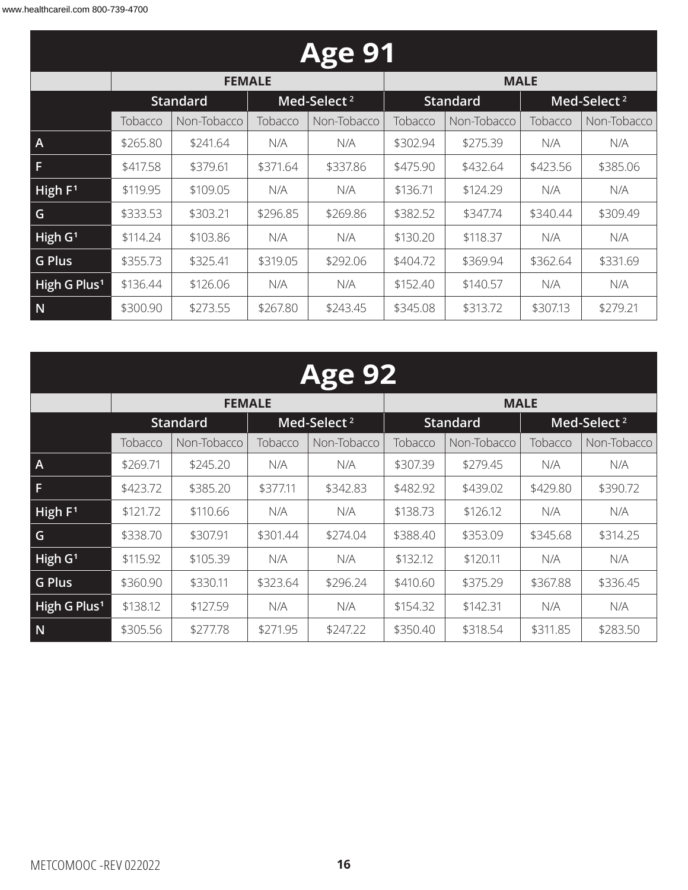## Age 91

| | FEMALE | | | | MALE | | | |
|---|---|---|---|---|---|---|---|---|
| | Standard | | Med-Select [2] | | Standard | | Med-Select [2] | |
| | Tobacco | Non-Tobacco | Tobacco | Non-Tobacco | Tobacco | Non-Tobacco | Tobacco | Non-Tobacco |
| A | $265.80 | $241.64 | N/A | N/A | $302.94 | $275.39 | N/A | N/A |
| F | $417.58 | $379.61 | $371.64 | $337.86 | $475.90 | $432.64 | $423.56 | $385.06 |
| High F[1] | $119.95 | $109.05 | N/A | N/A | $136.71 | $124.29 | N/A | N/A |
| G | $333.53 | $303.21 | $296.85 | $269.86 | $382.52 | $347.74 | $340.44 | $309.49 |
| High G[1] | $114.24 | $103.86 | N/A | N/A | $130.20 | $118.37 | N/A | N/A |
| G Plus | $355.73 | $325.41 | $319.05 | $292.06 | $404.72 | $369.94 | $362.64 | $331.69 |
| High G Plus[1] | $136.44 | $126.06 | N/A | N/A | $152.40 | $140.57 | N/A | N/A |
| N | $300.90 | $273.55 | $267.80 | $243.45 | $345.08 | $313.72 | $307.13 | $279.21 |

## Age 92

| | FEMALE | | | | MALE | | | |
|---|---|---|---|---|---|---|---|---|
| | Standard | | Med-Select [2] | | Standard | | Med-Select [2] | |
| | Tobacco | Non-Tobacco | Tobacco | Non-Tobacco | Tobacco | Non-Tobacco | Tobacco | Non-Tobacco |
| A | $269.71 | $245.20 | N/A | N/A | $307.39 | $279.45 | N/A | N/A |
| F | $423.72 | $385.20 | $377.11 | $342.83 | $482.92 | $439.02 | $429.80 | $390.72 |
| High F[1] | $121.72 | $110.66 | N/A | N/A | $138.73 | $126.12 | N/A | N/A |
| G | $338.70 | $307.91 | $301.44 | $274.04 | $388.40 | $353.09 | $345.68 | $314.25 |
| High G[1] | $115.92 | $105.39 | N/A | N/A | $132.12 | $120.11 | N/A | N/A |
| G Plus | $360.90 | $330.11 | $323.64 | $296.24 | $410.60 | $375.29 | $367.88 | $336.45 |
| High G Plus[1] | $138.12 | $127.59 | N/A | N/A | $154.32 | $142.31 | N/A | N/A |
| N | $305.56 | $277.78 | $271.95 | $247.22 | $350.40 | $318.54 | $311.85 | $283.50 |

METCOMOOC -REV 022022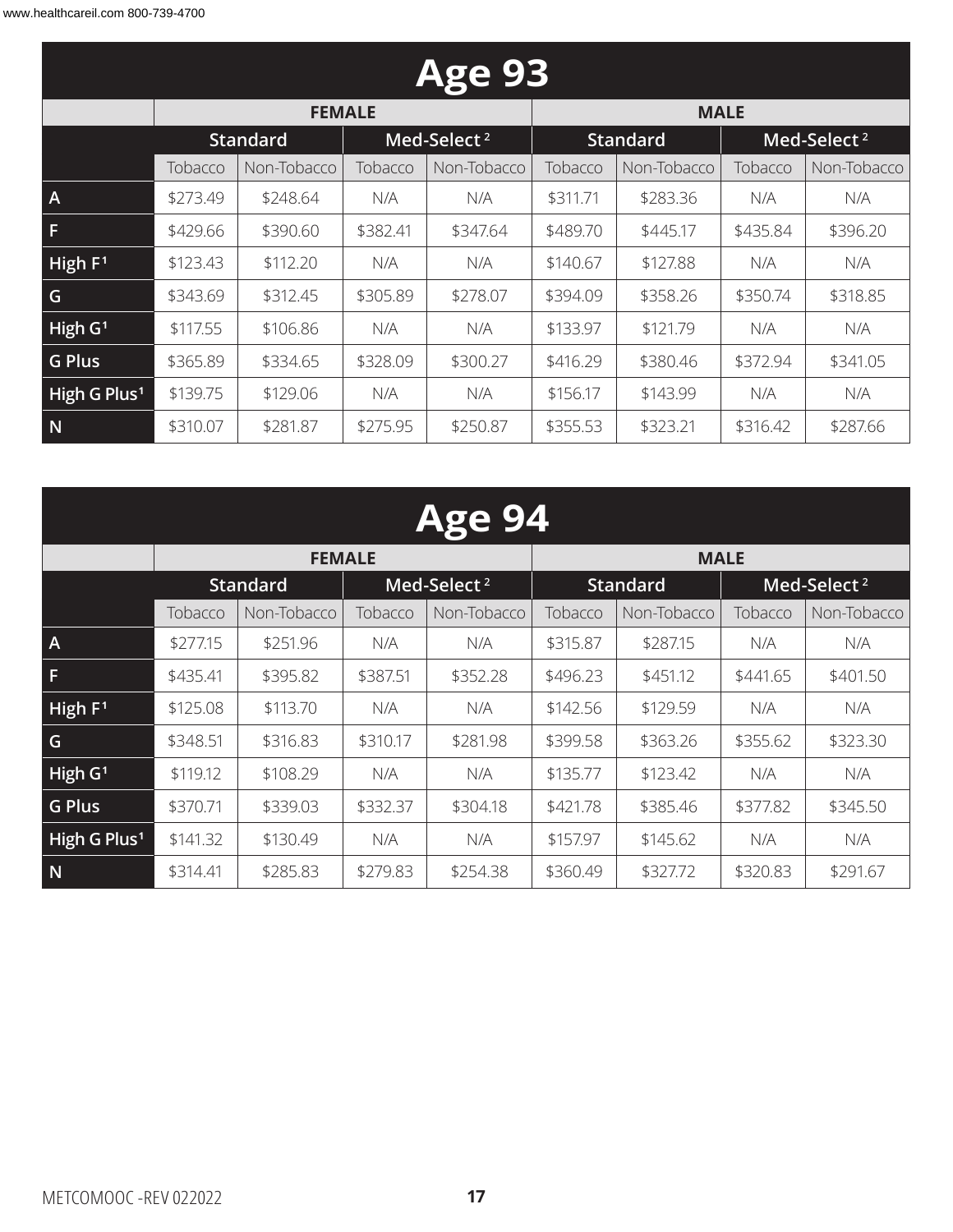## Age 93

| | FEMALE | | | | MALE | | | |
|---|---|---|---|---|---|---|---|---|
| | Standard | | Med-Select [2] | | Standard | | Med-Select [2] | |
| | Tobacco | Non-Tobacco | Tobacco | Non-Tobacco | Tobacco | Non-Tobacco | Tobacco | Non-Tobacco |
| A | $273.49 | $248.64 | N/A | N/A | $311.71 | $283.36 | N/A | N/A |
| F | $429.66 | $390.60 | $382.41 | $347.64 | $489.70 | $445.17 | $435.84 | $396.20 |
| High F[1] | $123.43 | $112.20 | N/A | N/A | $140.67 | $127.88 | N/A | N/A |
| G | $343.69 | $312.45 | $305.89 | $278.07 | $394.09 | $358.26 | $350.74 | $318.85 |
| High G[1] | $117.55 | $106.86 | N/A | N/A | $133.97 | $121.79 | N/A | N/A |
| G Plus | $365.89 | $334.65 | $328.09 | $300.27 | $416.29 | $380.46 | $372.94 | $341.05 |
| High G Plus[1] | $139.75 | $129.06 | N/A | N/A | $156.17 | $143.99 | N/A | N/A |
| N | $310.07 | $281.87 | $275.95 | $250.87 | $355.53 | $323.21 | $316.42 | $287.66 |

## Age 94

| | FEMALE | | | | MALE | | | |
|---|---|---|---|---|---|---|---|---|
| | Standard | | Med-Select [2] | | Standard | | Med-Select [2] | |
| | Tobacco | Non-Tobacco | Tobacco | Non-Tobacco | Tobacco | Non-Tobacco | Tobacco | Non-Tobacco |
| A | $277.15 | $251.96 | N/A | N/A | $315.87 | $287.15 | N/A | N/A |
| F | $435.41 | $395.82 | $387.51 | $352.28 | $496.23 | $451.12 | $441.65 | $401.50 |
| High F[1] | $125.08 | $113.70 | N/A | N/A | $142.56 | $129.59 | N/A | N/A |
| G | $348.51 | $316.83 | $310.17 | $281.98 | $399.58 | $363.26 | $355.62 | $323.30 |
| High G[1] | $119.12 | $108.29 | N/A | N/A | $135.77 | $123.42 | N/A | N/A |
| G Plus | $370.71 | $339.03 | $332.37 | $304.18 | $421.78 | $385.46 | $377.82 | $345.50 |
| High G Plus[1] | $141.32 | $130.49 | N/A | N/A | $157.97 | $145.62 | N/A | N/A |
| N | $314.41 | $285.83 | $279.83 | $254.38 | $360.49 | $327.72 | $320.83 | $291.67 |

METCOMOOC -REV 022022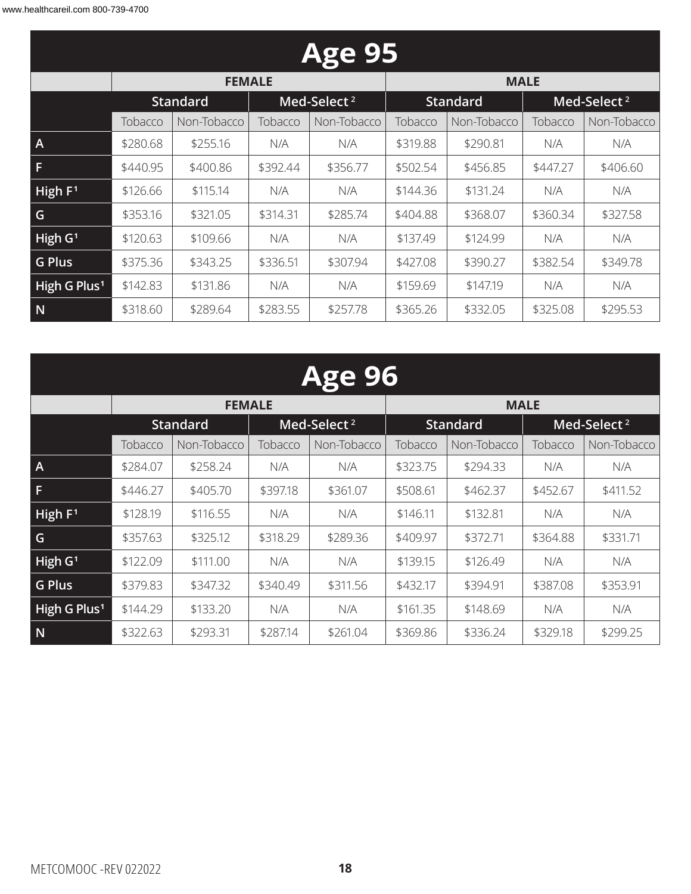# Age 95

| | FEMALE | | | | MALE | | | |
|---|---|---|---|---|---|---|---|---|
| | Standard | | Med-Select [2] | | Standard | | Med-Select [2] | |
| | Tobacco | Non-Tobacco | Tobacco | Non-Tobacco | Tobacco | Non-Tobacco | Tobacco | Non-Tobacco |
| A | $280.68 | $255.16 | N/A | N/A | $319.88 | $290.81 | N/A | N/A |
| F | $440.95 | $400.86 | $392.44 | $356.77 | $502.54 | $456.85 | $447.27 | $406.60 |
| High F[1] | $126.66 | $115.14 | N/A | N/A | $144.36 | $131.24 | N/A | N/A |
| G | $353.16 | $321.05 | $314.31 | $285.74 | $404.88 | $368.07 | $360.34 | $327.58 |
| High G[1] | $120.63 | $109.66 | N/A | N/A | $137.49 | $124.99 | N/A | N/A |
| G Plus | $375.36 | $343.25 | $336.51 | $307.94 | $427.08 | $390.27 | $382.54 | $349.78 |
| High G Plus[1] | $142.83 | $131.86 | N/A | N/A | $159.69 | $147.19 | N/A | N/A |
| N | $318.60 | $289.64 | $283.55 | $257.78 | $365.26 | $332.05 | $325.08 | $295.53 |

# Age 96

| | FEMALE | | | | MALE | | | |
|---|---|---|---|---|---|---|---|---|
| | Standard | | Med-Select [2] | | Standard | | Med-Select [2] | |
| | Tobacco | Non-Tobacco | Tobacco | Non-Tobacco | Tobacco | Non-Tobacco | Tobacco | Non-Tobacco |
| A | $284.07 | $258.24 | N/A | N/A | $323.75 | $294.33 | N/A | N/A |
| F | $446.27 | $405.70 | $397.18 | $361.07 | $508.61 | $462.37 | $452.67 | $411.52 |
| High F[1] | $128.19 | $116.55 | N/A | N/A | $146.11 | $132.81 | N/A | N/A |
| G | $357.63 | $325.12 | $318.29 | $289.36 | $409.97 | $372.71 | $364.88 | $331.71 |
| High G[1] | $122.09 | $111.00 | N/A | N/A | $139.15 | $126.49 | N/A | N/A |
| G Plus | $379.83 | $347.32 | $340.49 | $311.56 | $432.17 | $394.91 | $387.08 | $353.91 |
| High G Plus[1] | $144.29 | $133.20 | N/A | N/A | $161.35 | $148.69 | N/A | N/A |
| N | $322.63 | $293.31 | $287.14 | $261.04 | $369.86 | $336.24 | $329.18 | $299.25 |

METCOMOOC -REV 022022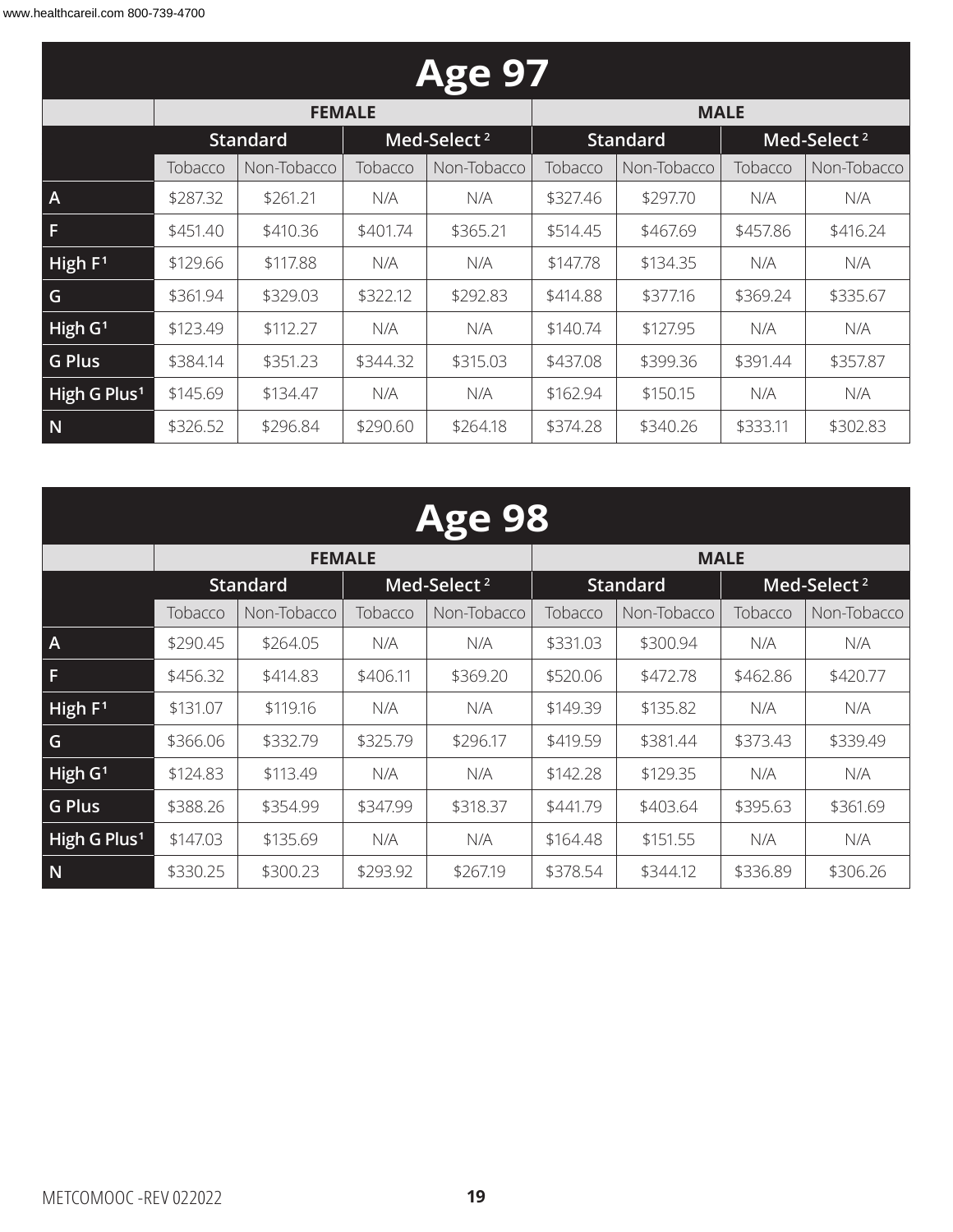## Age 97

| | FEMALE | | | | MALE | | | |
|---|---|---|---|---|---|---|---|---|
| | Standard | | Med-Select [2] | | Standard | | Med-Select [2] | |
| | Tobacco | Non-Tobacco | Tobacco | Non-Tobacco | Tobacco | Non-Tobacco | Tobacco | Non-Tobacco |
| A | $287.32 | $261.21 | N/A | N/A | $327.46 | $297.70 | N/A | N/A |
| F | $451.40 | $410.36 | $401.74 | $365.21 | $514.45 | $467.69 | $457.86 | $416.24 |
| High F[1] | $129.66 | $117.88 | N/A | N/A | $147.78 | $134.35 | N/A | N/A |
| G | $361.94 | $329.03 | $322.12 | $292.83 | $414.88 | $377.16 | $369.24 | $335.67 |
| High G[1] | $123.49 | $112.27 | N/A | N/A | $140.74 | $127.95 | N/A | N/A |
| G Plus | $384.14 | $351.23 | $344.32 | $315.03 | $437.08 | $399.36 | $391.44 | $357.87 |
| High G Plus[1] | $145.69 | $134.47 | N/A | N/A | $162.94 | $150.15 | N/A | N/A |
| N | $326.52 | $296.84 | $290.60 | $264.18 | $374.28 | $340.26 | $333.11 | $302.83 |

## Age 98

| | FEMALE | | | | MALE | | | |
|---|---|---|---|---|---|---|---|---|
| | Standard | | Med-Select [2] | | Standard | | Med-Select [2] | |
| | Tobacco | Non-Tobacco | Tobacco | Non-Tobacco | Tobacco | Non-Tobacco | Tobacco | Non-Tobacco |
| A | $290.45 | $264.05 | N/A | N/A | $331.03 | $300.94 | N/A | N/A |
| F | $456.32 | $414.83 | $406.11 | $369.20 | $520.06 | $472.78 | $462.86 | $420.77 |
| High F[1] | $131.07 | $119.16 | N/A | N/A | $149.39 | $135.82 | N/A | N/A |
| G | $366.06 | $332.79 | $325.79 | $296.17 | $419.59 | $381.44 | $373.43 | $339.49 |
| High G[1] | $124.83 | $113.49 | N/A | N/A | $142.28 | $129.35 | N/A | N/A |
| G Plus | $388.26 | $354.99 | $347.99 | $318.37 | $441.79 | $403.64 | $395.63 | $361.69 |
| High G Plus[1] | $147.03 | $135.69 | N/A | N/A | $164.48 | $151.55 | N/A | N/A |
| N | $330.25 | $300.23 | $293.92 | $267.19 | $378.54 | $344.12 | $336.89 | $306.26 |

METCOMOOC -REV 022022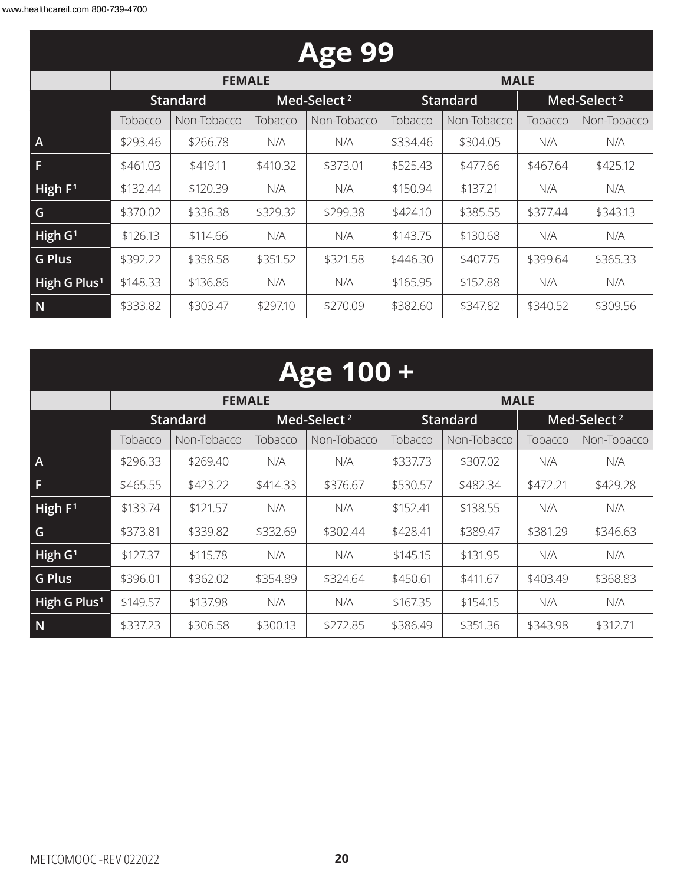| Age 99 | | | | | | | | |
|---|---|---|---|---|---|---|---|---|
| | FEMALE | | | | MALE | | | |
| | Standard | | Med-Select [2] | | Standard | | Med-Select [2] | |
| | Tobacco | Non-Tobacco | Tobacco | Non-Tobacco | Tobacco | Non-Tobacco | Tobacco | Non-Tobacco |
| A | $293.46 | $266.78 | N/A | N/A | $334.46 | $304.05 | N/A | N/A |
| F | $461.03 | $419.11 | $410.32 | $373.01 | $525.43 | $477.66 | $467.64 | $425.12 |
| High F[1] | $132.44 | $120.39 | N/A | N/A | $150.94 | $137.21 | N/A | N/A |
| G | $370.02 | $336.38 | $329.32 | $299.38 | $424.10 | $385.55 | $377.44 | $343.13 |
| High G[1] | $126.13 | $114.66 | N/A | N/A | $143.75 | $130.68 | N/A | N/A |
| G Plus | $392.22 | $358.58 | $351.52 | $321.58 | $446.30 | $407.75 | $399.64 | $365.33 |
| High G Plus[1] | $148.33 | $136.86 | N/A | N/A | $165.95 | $152.88 | N/A | N/A |
| N | $333.82 | $303.47 | $297.10 | $270.09 | $382.60 | $347.82 | $340.52 | $309.56 |

| Age 100 + | | | | | | | | |
|---|---|---|---|---|---|---|---|---|
| | FEMALE | | | | MALE | | | |
| | Standard | | Med-Select [2] | | Standard | | Med-Select [2] | |
| | Tobacco | Non-Tobacco | Tobacco | Non-Tobacco | Tobacco | Non-Tobacco | Tobacco | Non-Tobacco |
| A | $296.33 | $269.40 | N/A | N/A | $337.73 | $307.02 | N/A | N/A |
| F | $465.55 | $423.22 | $414.33 | $376.67 | $530.57 | $482.34 | $472.21 | $429.28 |
| High F[1] | $133.74 | $121.57 | N/A | N/A | $152.41 | $138.55 | N/A | N/A |
| G | $373.81 | $339.82 | $332.69 | $302.44 | $428.41 | $389.47 | $381.29 | $346.63 |
| High G[1] | $127.37 | $115.78 | N/A | N/A | $145.15 | $131.95 | N/A | N/A |
| G Plus | $396.01 | $362.02 | $354.89 | $324.64 | $450.61 | $411.67 | $403.49 | $368.83 |
| High G Plus[1] | $149.57 | $137.98 | N/A | N/A | $167.35 | $154.15 | N/A | N/A |
| N | $337.23 | $306.58 | $300.13 | $272.85 | $386.49 | $351.36 | $343.98 | $312.71 |

METCOMOOC -REV 022022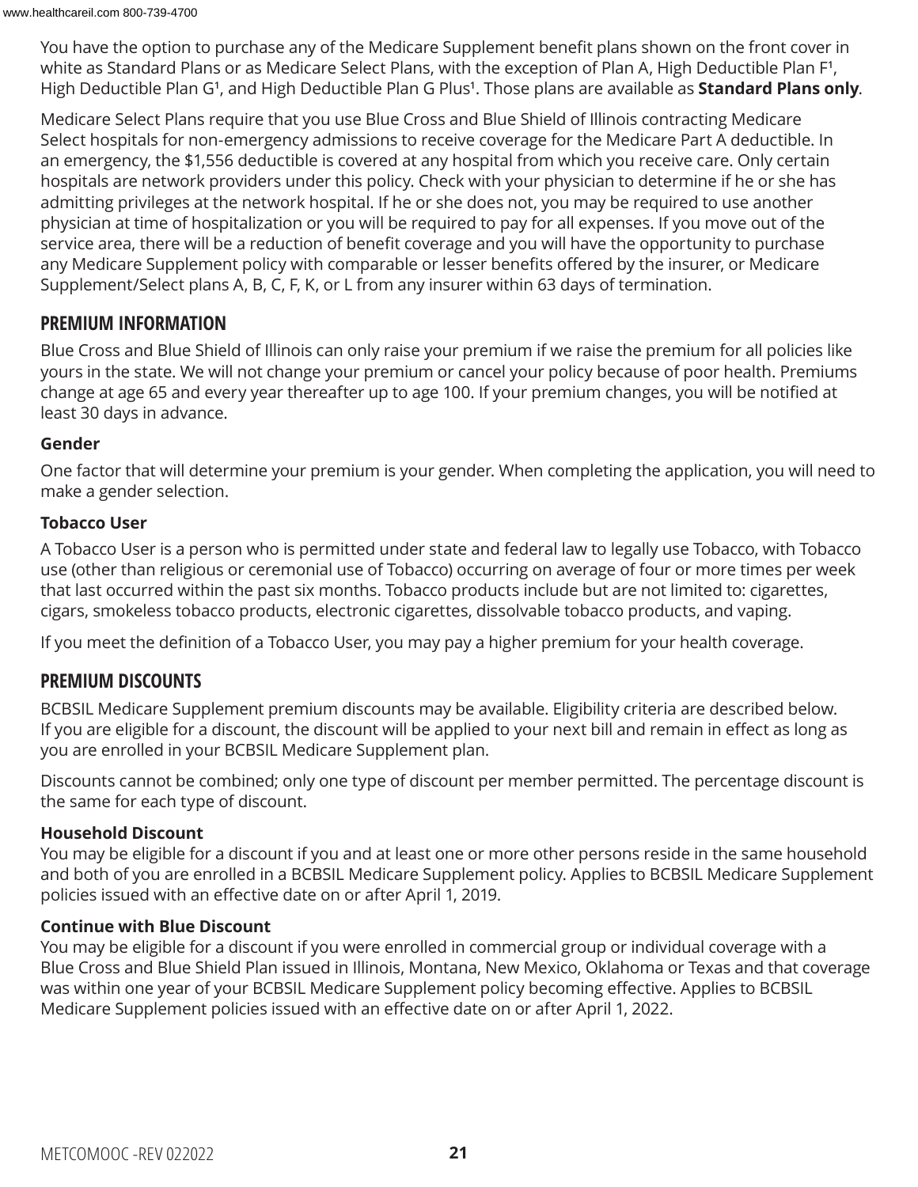You have the option to purchase any of the Medicare Supplement benefit plans shown on the front cover in white as Standard Plans or as Medicare Select Plans, with the exception of Plan A, High Deductible Plan F[1], High Deductible Plan G[1], and High Deductible Plan G Plus[1]. Those plans are available as **Standard Plans only**.

Medicare Select Plans require that you use Blue Cross and Blue Shield of Illinois contracting Medicare Select hospitals for non-emergency admissions to receive coverage for the Medicare Part A deductible. In an emergency, the $1,556 deductible is covered at any hospital from which you receive care. Only certain hospitals are network providers under this policy. Check with your physician to determine if he or she has admitting privileges at the network hospital. If he or she does not, you may be required to use another physician at time of hospitalization or you will be required to pay for all expenses. If you move out of the service area, there will be a reduction of benefit coverage and you will have the opportunity to purchase any Medicare Supplement policy with comparable or lesser benefits offered by the insurer, or Medicare Supplement/Select plans A, B, C, F, K, or L from any insurer within 63 days of termination.

## PREMIUM INFORMATION

Blue Cross and Blue Shield of Illinois can only raise your premium if we raise the premium for all policies like yours in the state. We will not change your premium or cancel your policy because of poor health. Premiums change at age 65 and every year thereafter up to age 100. If your premium changes, you will be notified at least 30 days in advance.

### Gender

One factor that will determine your premium is your gender. When completing the application, you will need to make a gender selection.

### Tobacco User

A Tobacco User is a person who is permitted under state and federal law to legally use Tobacco, with Tobacco use (other than religious or ceremonial use of Tobacco) occurring on average of four or more times per week that last occurred within the past six months. Tobacco products include but are not limited to: cigarettes, cigars, smokeless tobacco products, electronic cigarettes, dissolvable tobacco products, and vaping.

If you meet the definition of a Tobacco User, you may pay a higher premium for your health coverage.

## PREMIUM DISCOUNTS

BCBSIL Medicare Supplement premium discounts may be available. Eligibility criteria are described below. If you are eligible for a discount, the discount will be applied to your next bill and remain in effect as long as you are enrolled in your BCBSIL Medicare Supplement plan.

Discounts cannot be combined; only one type of discount per member permitted. The percentage discount is the same for each type of discount.

**Household Discount**
You may be eligible for a discount if you and at least one or more other persons reside in the same household and both of you are enrolled in a BCBSIL Medicare Supplement policy. Applies to BCBSIL Medicare Supplement policies issued with an effective date on or after April 1, 2019.

**Continue with Blue Discount**
You may be eligible for a discount if you were enrolled in commercial group or individual coverage with a Blue Cross and Blue Shield Plan issued in Illinois, Montana, New Mexico, Oklahoma or Texas and that coverage was within one year of your BCBSIL Medicare Supplement policy becoming effective. Applies to BCBSIL Medicare Supplement policies issued with an effective date on or after April 1, 2022.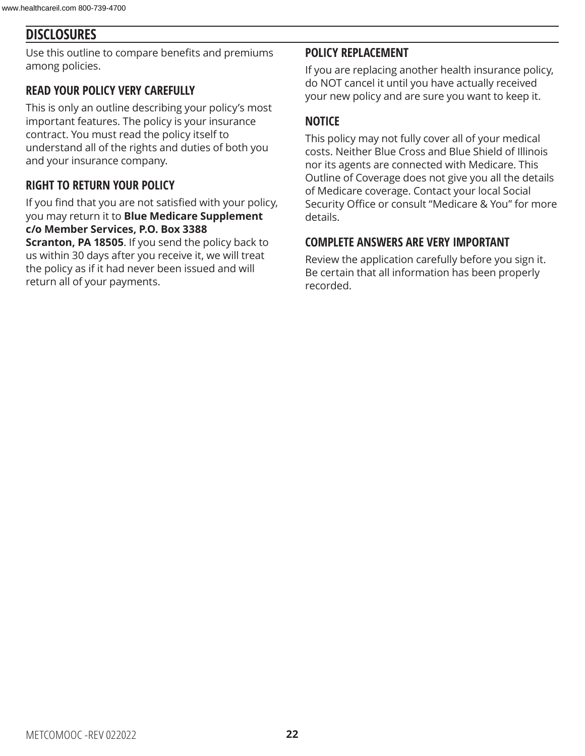## DISCLOSURES

Use this outline to compare benefits and premiums among policies.

### READ YOUR POLICY VERY CAREFULLY

This is only an outline describing your policy's most important features. The policy is your insurance contract. You must read the policy itself to understand all of the rights and duties of both you and your insurance company.

### RIGHT TO RETURN YOUR POLICY

If you find that you are not satisfied with your policy, you may return it to **Blue Medicare Supplement c/o Member Services, P.O. Box 3388 Scranton, PA 18505**. If you send the policy back to us within 30 days after you receive it, we will treat the policy as if it had never been issued and will return all of your payments.

### POLICY REPLACEMENT

If you are replacing another health insurance policy, do NOT cancel it until you have actually received your new policy and are sure you want to keep it.

### NOTICE

This policy may not fully cover all of your medical costs. Neither Blue Cross and Blue Shield of Illinois nor its agents are connected with Medicare. This Outline of Coverage does not give you all the details of Medicare coverage. Contact your local Social Security Office or consult "Medicare & You" for more details.

### COMPLETE ANSWERS ARE VERY IMPORTANT

Review the application carefully before you sign it. Be certain that all information has been properly recorded.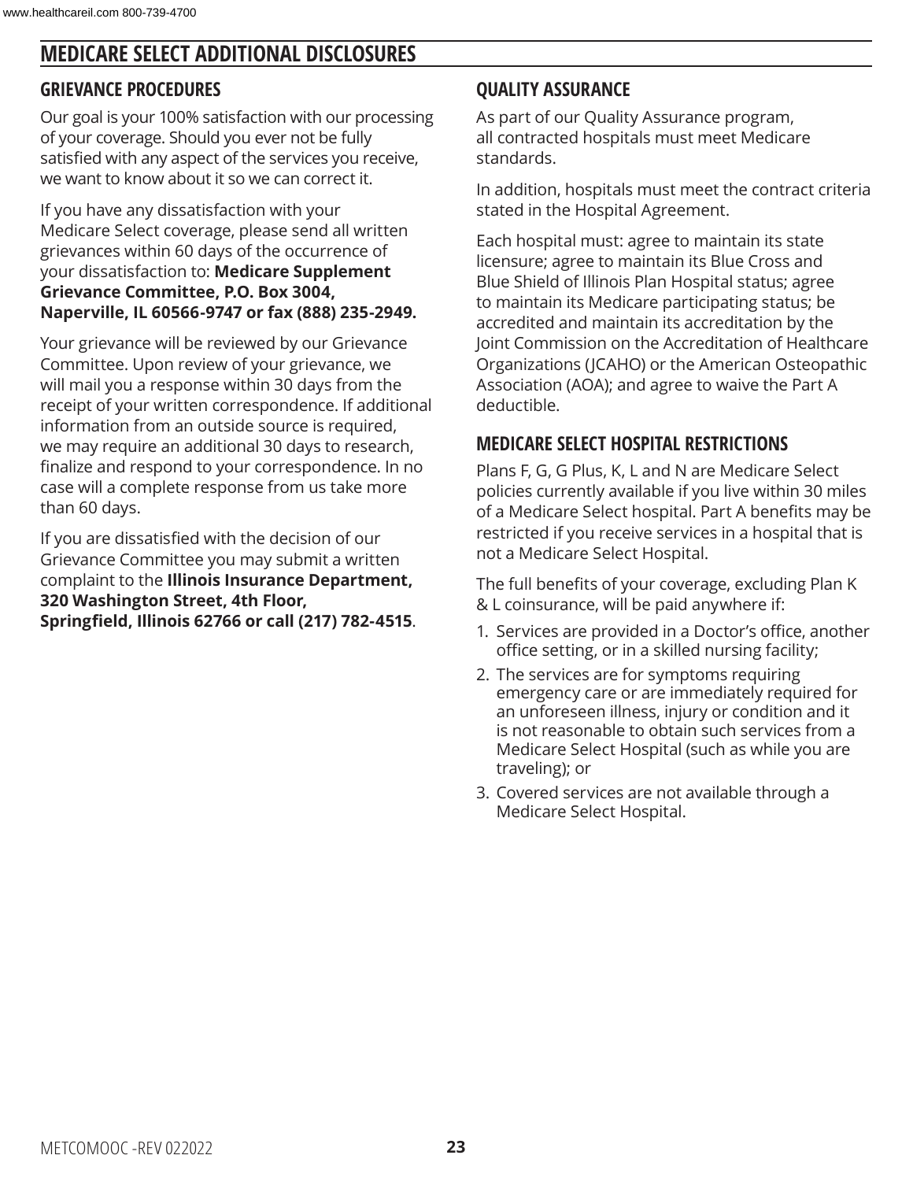# MEDICARE SELECT ADDITIONAL DISCLOSURES

## GRIEVANCE PROCEDURES

Our goal is your 100% satisfaction with our processing of your coverage. Should you ever not be fully satisfied with any aspect of the services you receive, we want to know about it so we can correct it.

If you have any dissatisfaction with your Medicare Select coverage, please send all written grievances within 60 days of the occurrence of your dissatisfaction to: **Medicare Supplement Grievance Committee, P.O. Box 3004, Naperville, IL 60566-9747 or fax (888) 235-2949.**

Your grievance will be reviewed by our Grievance Committee. Upon review of your grievance, we will mail you a response within 30 days from the receipt of your written correspondence. If additional information from an outside source is required, we may require an additional 30 days to research, finalize and respond to your correspondence. In no case will a complete response from us take more than 60 days.

If you are dissatisfied with the decision of our Grievance Committee you may submit a written complaint to the **Illinois Insurance Department, 320 Washington Street, 4th Floor, Springfield, Illinois 62766 or call (217) 782-4515**.

## QUALITY ASSURANCE

As part of our Quality Assurance program, all contracted hospitals must meet Medicare standards.

In addition, hospitals must meet the contract criteria stated in the Hospital Agreement.

Each hospital must: agree to maintain its state licensure; agree to maintain its Blue Cross and Blue Shield of Illinois Plan Hospital status; agree to maintain its Medicare participating status; be accredited and maintain its accreditation by the Joint Commission on the Accreditation of Healthcare Organizations (JCAHO) or the American Osteopathic Association (AOA); and agree to waive the Part A deductible.

## MEDICARE SELECT HOSPITAL RESTRICTIONS

Plans F, G, G Plus, K, L and N are Medicare Select policies currently available if you live within 30 miles of a Medicare Select hospital. Part A benefits may be restricted if you receive services in a hospital that is not a Medicare Select Hospital.

The full benefits of your coverage, excluding Plan K & L coinsurance, will be paid anywhere if:

1. Services are provided in a Doctor's office, another office setting, or in a skilled nursing facility;
2. The services are for symptoms requiring emergency care or are immediately required for an unforeseen illness, injury or condition and it is not reasonable to obtain such services from a Medicare Select Hospital (such as while you are traveling); or
3. Covered services are not available through a Medicare Select Hospital.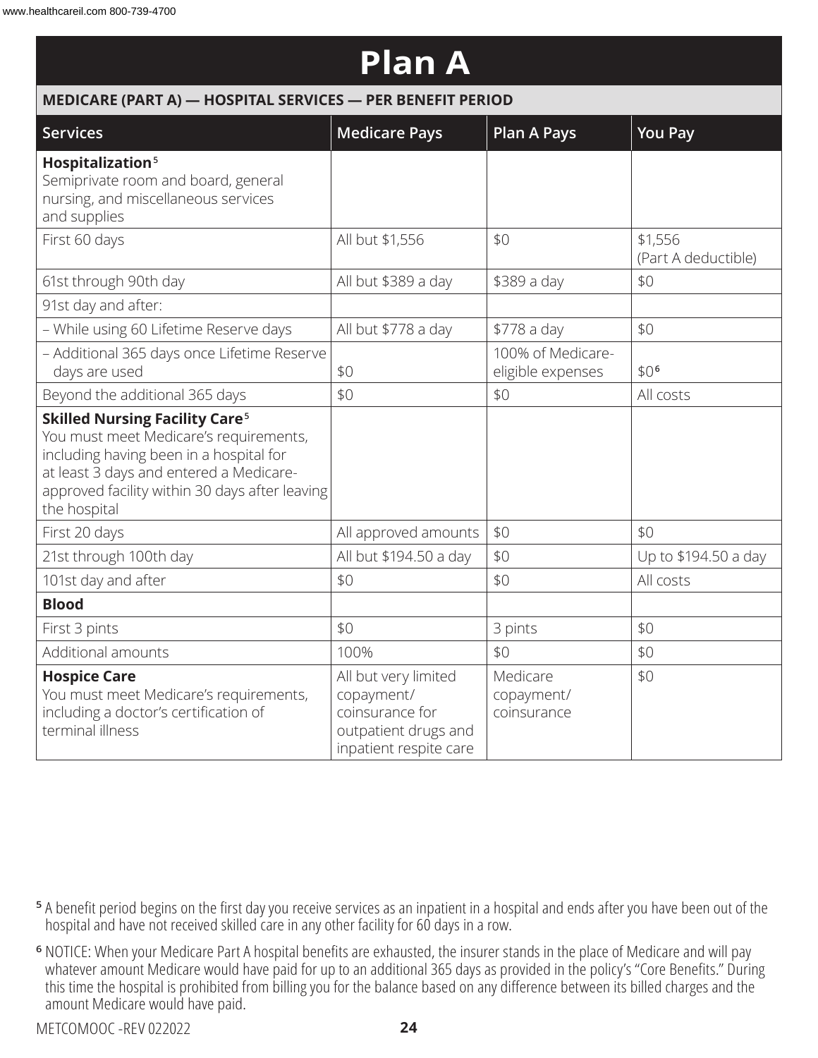# Plan A

**MEDICARE (PART A) — HOSPITAL SERVICES — PER BENEFIT PERIOD**

| Services | Medicare Pays | Plan A Pays | You Pay |
|---|---|---|---|
| **Hospitalization**[5] Semiprivate room and board, general nursing, and miscellaneous services and supplies | | | |
| First 60 days | All but $1,556 | $0 | $1,556 (Part A deductible) |
| 61st through 90th day | All but $389 a day | $389 a day | $0 |
| 91st day and after: | | | |
| – While using 60 Lifetime Reserve days | All but $778 a day | $778 a day | $0 |
| – Additional 365 days once Lifetime Reserve days are used | $0 | 100% of Medicare-eligible expenses | $0[6] |
| Beyond the additional 365 days | $0 | $0 | All costs |
| **Skilled Nursing Facility Care**[5] You must meet Medicare's requirements, including having been in a hospital for at least 3 days and entered a Medicare-approved facility within 30 days after leaving the hospital | | | |
| First 20 days | All approved amounts | $0 | $0 |
| 21st through 100th day | All but $194.50 a day | $0 | Up to $194.50 a day |
| 101st day and after | $0 | $0 | All costs |
| **Blood** | | | |
| First 3 pints | $0 | 3 pints | $0 |
| Additional amounts | 100% | $0 | $0 |
| **Hospice Care** You must meet Medicare's requirements, including a doctor's certification of terminal illness | All but very limited copayment/ coinsurance for outpatient drugs and inpatient respite care | Medicare copayment/ coinsurance | $0 |

[5] A benefit period begins on the first day you receive services as an inpatient in a hospital and ends after you have been out of the hospital and have not received skilled care in any other facility for 60 days in a row.

[6] NOTICE: When your Medicare Part A hospital benefits are exhausted, the insurer stands in the place of Medicare and will pay whatever amount Medicare would have paid for up to an additional 365 days as provided in the policy's "Core Benefits." During this time the hospital is prohibited from billing you for the balance based on any difference between its billed charges and the amount Medicare would have paid.

METCOMOOC -REV 022022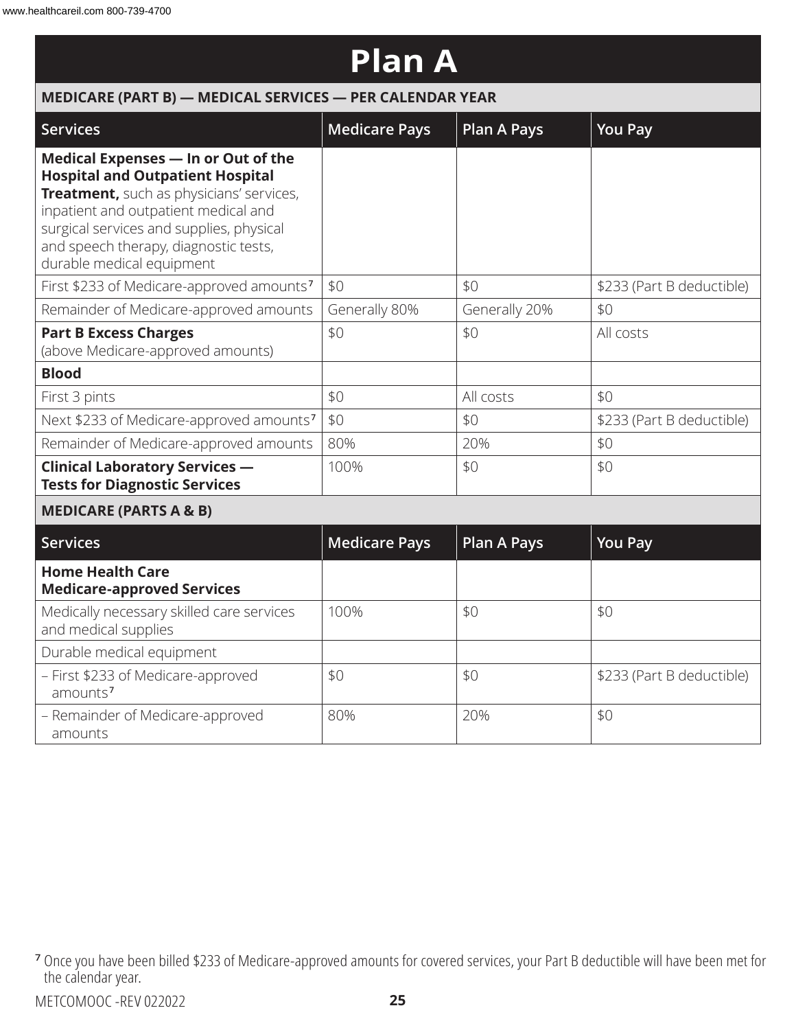# Plan A

## MEDICARE (PART B) — MEDICAL SERVICES — PER CALENDAR YEAR

| Services | Medicare Pays | Plan A Pays | You Pay |
|---|---|---|---|
| **Medical Expenses — In or Out of the Hospital and Outpatient Hospital Treatment,** such as physicians' services, inpatient and outpatient medical and surgical services and supplies, physical and speech therapy, diagnostic tests, durable medical equipment | | | |
| First $233 of Medicare-approved amounts[7] | $0 | $0 | $233 (Part B deductible) |
| Remainder of Medicare-approved amounts | Generally 80% | Generally 20% | $0 |
| **Part B Excess Charges** (above Medicare-approved amounts) | $0 | $0 | All costs |
| **Blood** | | | |
| First 3 pints | $0 | All costs | $0 |
| Next $233 of Medicare-approved amounts[7] | $0 | $0 | $233 (Part B deductible) |
| Remainder of Medicare-approved amounts | 80% | 20% | $0 |
| **Clinical Laboratory Services — Tests for Diagnostic Services** | 100% | $0 | $0 |

## MEDICARE (PARTS A & B)

| Services | Medicare Pays | Plan A Pays | You Pay |
|---|---|---|---|
| **Home Health Care Medicare-approved Services** | | | |
| Medically necessary skilled care services and medical supplies | 100% | $0 | $0 |
| Durable medical equipment | | | |
| – First $233 of Medicare-approved amounts[7] | $0 | $0 | $233 (Part B deductible) |
| – Remainder of Medicare-approved amounts | 80% | 20% | $0 |

[7] Once you have been billed $233 of Medicare-approved amounts for covered services, your Part B deductible will have been met for the calendar year.

METCOMOOC -REV 022022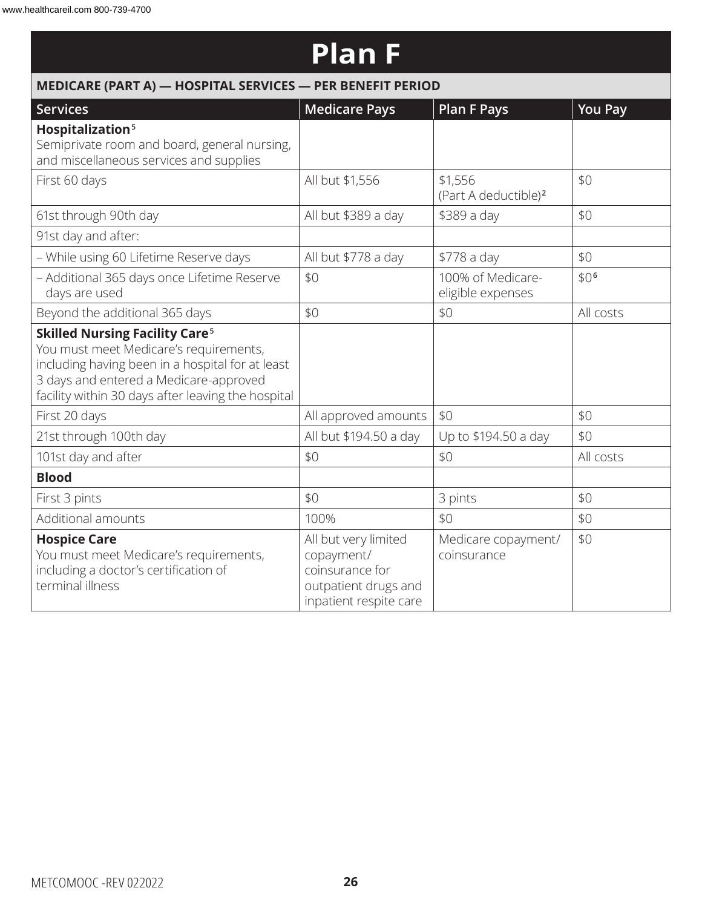# Plan F

## MEDICARE (PART A) — HOSPITAL SERVICES — PER BENEFIT PERIOD

| Services | Medicare Pays | Plan F Pays | You Pay |
|---|---|---|---|
| **Hospitalization**[5] Semiprivate room and board, general nursing, and miscellaneous services and supplies | | | |
| First 60 days | All but $1,556 | $1,556 (Part A deductible)[2] | $0 |
| 61st through 90th day | All but $389 a day | $389 a day | $0 |
| 91st day and after: | | | |
| – While using 60 Lifetime Reserve days | All but $778 a day | $778 a day | $0 |
| – Additional 365 days once Lifetime Reserve days are used | $0 | 100% of Medicare-eligible expenses | $0[6] |
| Beyond the additional 365 days | $0 | $0 | All costs |
| **Skilled Nursing Facility Care**[5] You must meet Medicare's requirements, including having been in a hospital for at least 3 days and entered a Medicare-approved facility within 30 days after leaving the hospital | | | |
| First 20 days | All approved amounts | $0 | $0 |
| 21st through 100th day | All but $194.50 a day | Up to $194.50 a day | $0 |
| 101st day and after | $0 | $0 | All costs |
| **Blood** | | | |
| First 3 pints | $0 | 3 pints | $0 |
| Additional amounts | 100% | $0 | $0 |
| **Hospice Care** You must meet Medicare's requirements, including a doctor's certification of terminal illness | All but very limited copayment/ coinsurance for outpatient drugs and inpatient respite care | Medicare copayment/ coinsurance | $0 |

METCOMOOC -REV 022022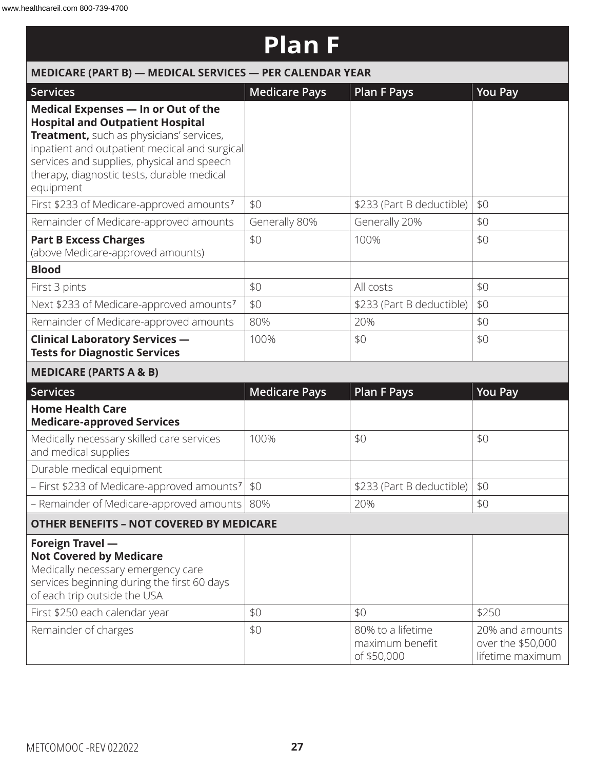# Plan F

| MEDICARE (PART B) — MEDICAL SERVICES — PER CALENDAR YEAR | | | |
|---|---|---|---|
| **Services** | **Medicare Pays** | **Plan F Pays** | **You Pay** |
| **Medical Expenses — In or Out of the Hospital and Outpatient Hospital Treatment,** such as physicians' services, inpatient and outpatient medical and surgical services and supplies, physical and speech therapy, diagnostic tests, durable medical equipment | | | |
| First $233 of Medicare-approved amounts[7] | $0 | $233 (Part B deductible) | $0 |
| Remainder of Medicare-approved amounts | Generally 80% | Generally 20% | $0 |
| **Part B Excess Charges** (above Medicare-approved amounts) | $0 | 100% | $0 |
| **Blood** | | | |
| First 3 pints | $0 | All costs | $0 |
| Next $233 of Medicare-approved amounts[7] | $0 | $233 (Part B deductible) | $0 |
| Remainder of Medicare-approved amounts | 80% | 20% | $0 |
| **Clinical Laboratory Services — Tests for Diagnostic Services** | 100% | $0 | $0 |

| MEDICARE (PARTS A & B) | | | |
|---|---|---|---|
| **Services** | **Medicare Pays** | **Plan F Pays** | **You Pay** |
| **Home Health Care Medicare-approved Services** | | | |
| Medically necessary skilled care services and medical supplies | 100% | $0 | $0 |
| Durable medical equipment | | | |
| – First $233 of Medicare-approved amounts[7] | $0 | $233 (Part B deductible) | $0 |
| – Remainder of Medicare-approved amounts | 80% | 20% | $0 |

| OTHER BENEFITS – NOT COVERED BY MEDICARE | | | |
|---|---|---|---|
| **Foreign Travel — Not Covered by Medicare** Medically necessary emergency care services beginning during the first 60 days of each trip outside the USA | | | |
| First $250 each calendar year | $0 | $0 | $250 |
| Remainder of charges | $0 | 80% to a lifetime maximum benefit of $50,000 | 20% and amounts over the $50,000 lifetime maximum |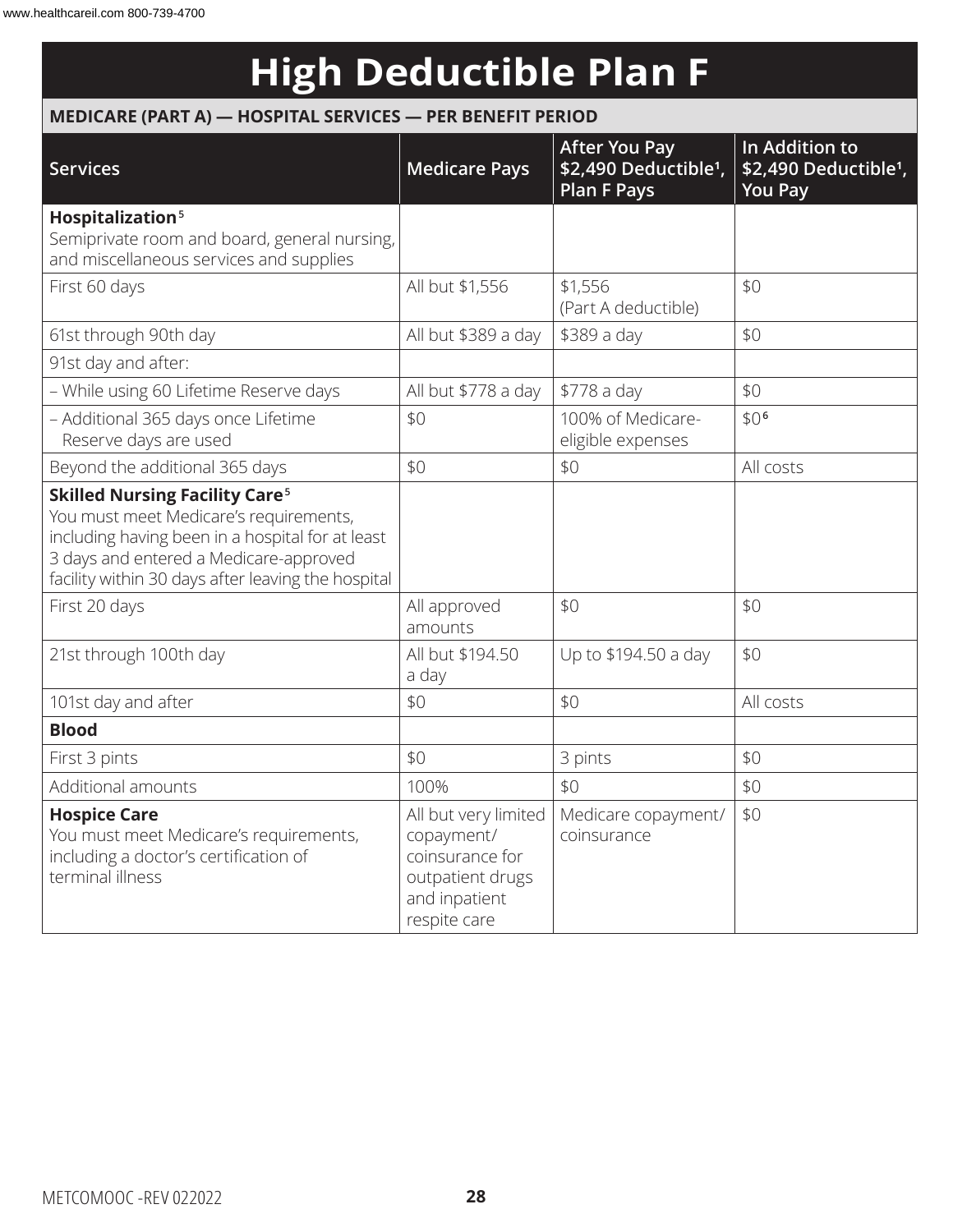# High Deductible Plan F

**MEDICARE (PART A) — HOSPITAL SERVICES — PER BENEFIT PERIOD**

| Services | Medicare Pays | After You Pay $2,490 Deductible[1], Plan F Pays | In Addition to $2,490 Deductible[1], You Pay |
|---|---|---|---|
| **Hospitalization**[5] Semiprivate room and board, general nursing, and miscellaneous services and supplies | | | |
| First 60 days | All but $1,556 | $1,556 (Part A deductible) | $0 |
| 61st through 90th day | All but $389 a day | $389 a day | $0 |
| 91st day and after: | | | |
| – While using 60 Lifetime Reserve days | All but $778 a day | $778 a day | $0 |
| – Additional 365 days once Lifetime Reserve days are used | $0 | 100% of Medicare-eligible expenses | $0[6] |
| Beyond the additional 365 days | $0 | $0 | All costs |
| **Skilled Nursing Facility Care**[5] You must meet Medicare's requirements, including having been in a hospital for at least 3 days and entered a Medicare-approved facility within 30 days after leaving the hospital | | | |
| First 20 days | All approved amounts | $0 | $0 |
| 21st through 100th day | All but $194.50 a day | Up to $194.50 a day | $0 |
| 101st day and after | $0 | $0 | All costs |
| **Blood** | | | |
| First 3 pints | $0 | 3 pints | $0 |
| Additional amounts | 100% | $0 | $0 |
| **Hospice Care** You must meet Medicare's requirements, including a doctor's certification of terminal illness | All but very limited copayment/ coinsurance for outpatient drugs and inpatient respite care | Medicare copayment/ coinsurance | $0 |

METCOMOOC -REV 022022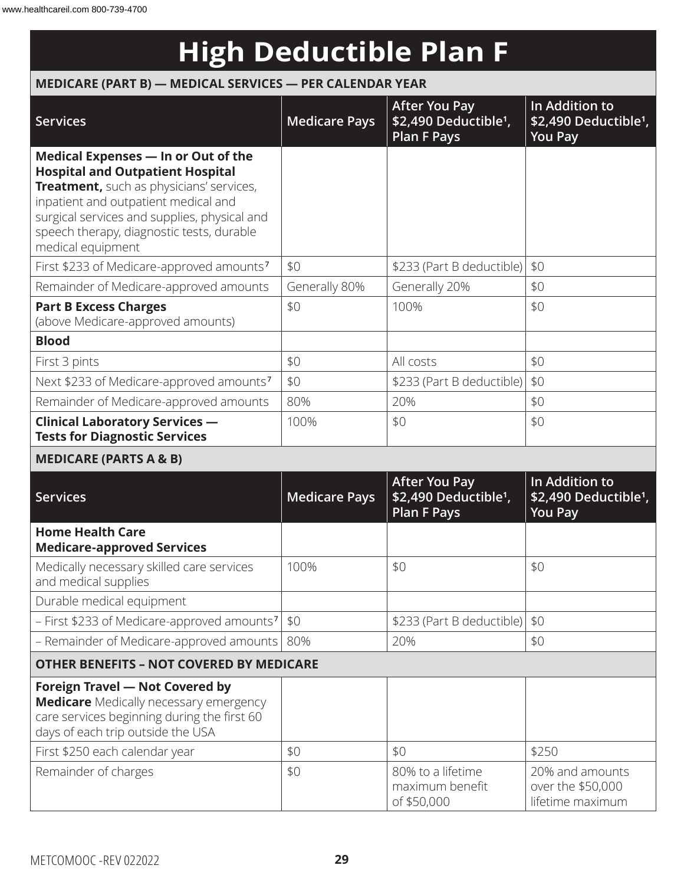# High Deductible Plan F

**MEDICARE (PART B) — MEDICAL SERVICES — PER CALENDAR YEAR**

| Services | Medicare Pays | After You Pay \$2,490 Deductible[1], Plan F Pays | In Addition to \$2,490 Deductible[1], You Pay |
|---|---|---|---|
| **Medical Expenses — In or Out of the Hospital and Outpatient Hospital Treatment,** such as physicians' services, inpatient and outpatient medical and surgical services and supplies, physical and speech therapy, diagnostic tests, durable medical equipment | | | |
| First \$233 of Medicare-approved amounts[7] | \$0 | \$233 (Part B deductible) | \$0 |
| Remainder of Medicare-approved amounts | Generally 80% | Generally 20% | \$0 |
| **Part B Excess Charges** (above Medicare-approved amounts) | \$0 | 100% | \$0 |
| **Blood** | | | |
| First 3 pints | \$0 | All costs | \$0 |
| Next \$233 of Medicare-approved amounts[7] | \$0 | \$233 (Part B deductible) | \$0 |
| Remainder of Medicare-approved amounts | 80% | 20% | \$0 |
| **Clinical Laboratory Services — Tests for Diagnostic Services** | 100% | \$0 | \$0 |

**MEDICARE (PARTS A & B)**

| Services | Medicare Pays | After You Pay \$2,490 Deductible[1], Plan F Pays | In Addition to \$2,490 Deductible[1], You Pay |
|---|---|---|---|
| **Home Health Care Medicare-approved Services** | | | |
| Medically necessary skilled care services and medical supplies | 100% | \$0 | \$0 |
| Durable medical equipment | | | |
| – First \$233 of Medicare-approved amounts[7] | \$0 | \$233 (Part B deductible) | \$0 |
| – Remainder of Medicare-approved amounts | 80% | 20% | \$0 |

**OTHER BENEFITS – NOT COVERED BY MEDICARE**

| Services | Medicare Pays | After You Pay \$2,490 Deductible[1], Plan F Pays | In Addition to \$2,490 Deductible[1], You Pay |
|---|---|---|---|
| **Foreign Travel — Not Covered by Medicare** Medically necessary emergency care services beginning during the first 60 days of each trip outside the USA | | | |
| First \$250 each calendar year | \$0 | \$0 | \$250 |
| Remainder of charges | \$0 | 80% to a lifetime maximum benefit of \$50,000 | 20% and amounts over the \$50,000 lifetime maximum |

METCOMOOC -REV 022022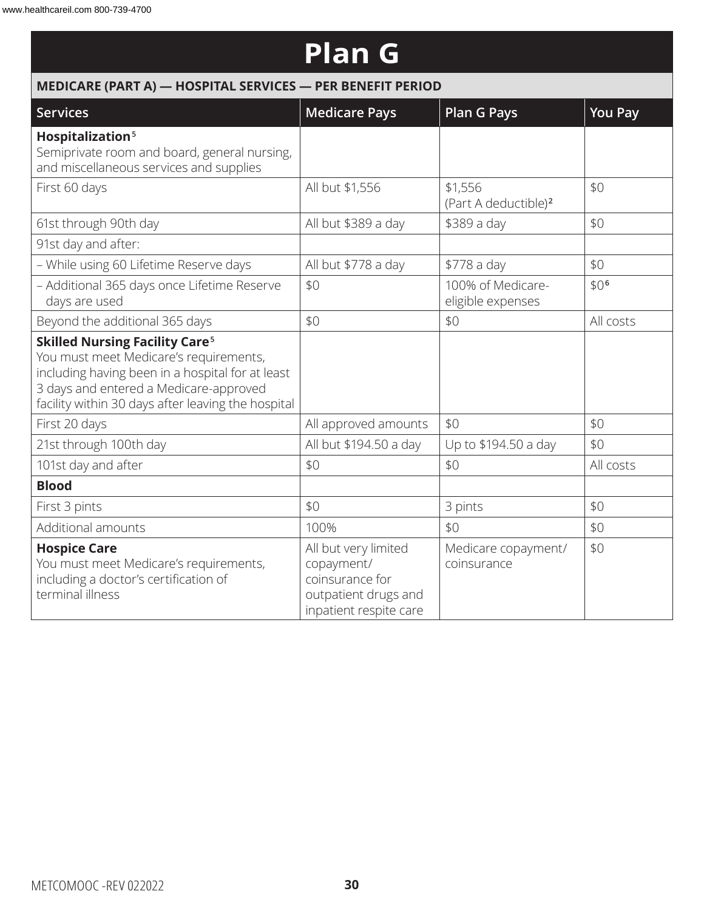# Plan G

| MEDICARE (PART A) — HOSPITAL SERVICES — PER BENEFIT PERIOD | | | |
|---|---|---|---|
| **Services** | **Medicare Pays** | **Plan G Pays** | **You Pay** |
| **Hospitalization**[5] Semiprivate room and board, general nursing, and miscellaneous services and supplies | | | |
| First 60 days | All but $1,556 | $1,556 (Part A deductible)[2] | $0 |
| 61st through 90th day | All but $389 a day | $389 a day | $0 |
| 91st day and after: | | | |
| – While using 60 Lifetime Reserve days | All but $778 a day | $778 a day | $0 |
| – Additional 365 days once Lifetime Reserve days are used | $0 | 100% of Medicare-eligible expenses | $0[6] |
| Beyond the additional 365 days | $0 | $0 | All costs |
| **Skilled Nursing Facility Care**[5] You must meet Medicare's requirements, including having been in a hospital for at least 3 days and entered a Medicare-approved facility within 30 days after leaving the hospital | | | |
| First 20 days | All approved amounts | $0 | $0 |
| 21st through 100th day | All but $194.50 a day | Up to $194.50 a day | $0 |
| 101st day and after | $0 | $0 | All costs |
| **Blood** | | | |
| First 3 pints | $0 | 3 pints | $0 |
| Additional amounts | 100% | $0 | $0 |
| **Hospice Care** You must meet Medicare's requirements, including a doctor's certification of terminal illness | All but very limited copayment/ coinsurance for outpatient drugs and inpatient respite care | Medicare copayment/ coinsurance | $0 |

METCOMOOC -REV 022022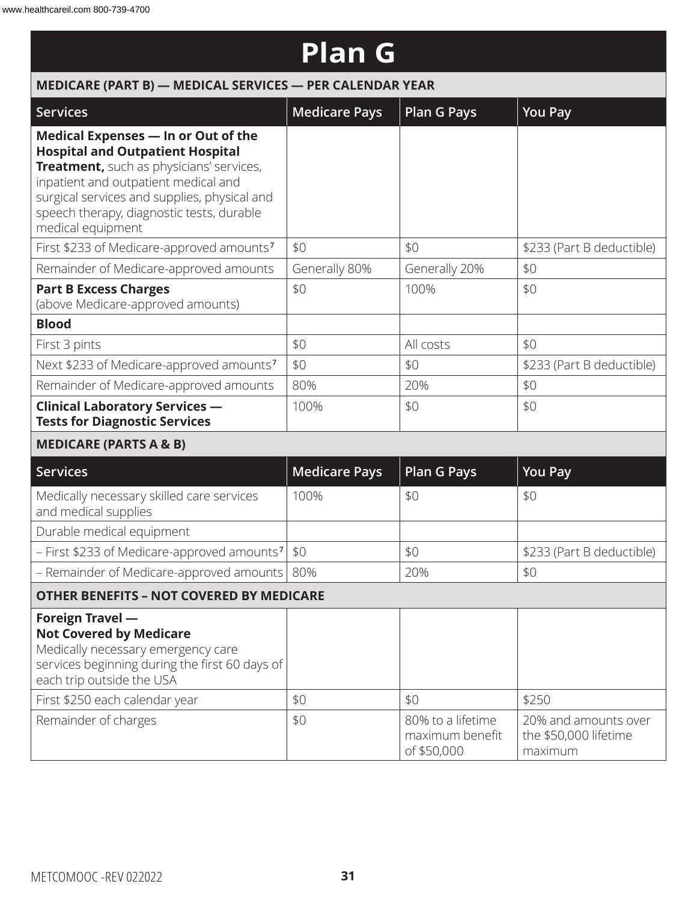# Plan G

| MEDICARE (PART B) — MEDICAL SERVICES — PER CALENDAR YEAR | | | |
|---|---|---|---|
| **Services** | **Medicare Pays** | **Plan G Pays** | **You Pay** |
| **Medical Expenses — In or Out of the Hospital and Outpatient Hospital Treatment,** such as physicians' services, inpatient and outpatient medical and surgical services and supplies, physical and speech therapy, diagnostic tests, durable medical equipment | | | |
| First $233 of Medicare-approved amounts[7] | $0 | $0 | $233 (Part B deductible) |
| Remainder of Medicare-approved amounts | Generally 80% | Generally 20% | $0 |
| **Part B Excess Charges** (above Medicare-approved amounts) | $0 | 100% | $0 |
| **Blood** | | | |
| First 3 pints | $0 | All costs | $0 |
| Next $233 of Medicare-approved amounts[7] | $0 | $0 | $233 (Part B deductible) |
| Remainder of Medicare-approved amounts | 80% | 20% | $0 |
| **Clinical Laboratory Services — Tests for Diagnostic Services** | 100% | $0 | $0 |

| MEDICARE (PARTS A & B) | | | |
|---|---|---|---|
| **Services** | **Medicare Pays** | **Plan G Pays** | **You Pay** |
| Medically necessary skilled care services and medical supplies | 100% | $0 | $0 |
| Durable medical equipment | | | |
| – First $233 of Medicare-approved amounts[7] | $0 | $0 | $233 (Part B deductible) |
| – Remainder of Medicare-approved amounts | 80% | 20% | $0 |

| OTHER BENEFITS – NOT COVERED BY MEDICARE | | | |
|---|---|---|---|
| **Foreign Travel — Not Covered by Medicare** Medically necessary emergency care services beginning during the first 60 days of each trip outside the USA | | | |
| First $250 each calendar year | $0 | $0 | $250 |
| Remainder of charges | $0 | 80% to a lifetime maximum benefit of $50,000 | 20% and amounts over the $50,000 lifetime maximum |

METCOMOOC -REV 022022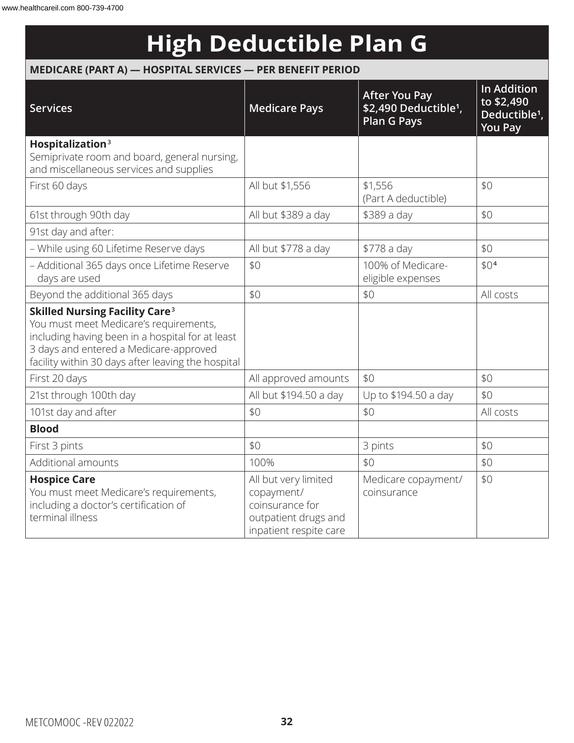# High Deductible Plan G

**MEDICARE (PART A) — HOSPITAL SERVICES — PER BENEFIT PERIOD**

| Services | Medicare Pays | After You Pay $2,490 Deductible[1], Plan G Pays | In Addition to $2,490 Deductible[1], You Pay |
|---|---|---|---|
| **Hospitalization**[3] Semiprivate room and board, general nursing, and miscellaneous services and supplies | | | |
| First 60 days | All but $1,556 | $1,556 (Part A deductible) | $0 |
| 61st through 90th day | All but $389 a day | $389 a day | $0 |
| 91st day and after: | | | |
| – While using 60 Lifetime Reserve days | All but $778 a day | $778 a day | $0 |
| – Additional 365 days once Lifetime Reserve days are used | $0 | 100% of Medicare-eligible expenses | $0[4] |
| Beyond the additional 365 days | $0 | $0 | All costs |
| **Skilled Nursing Facility Care**[3] You must meet Medicare's requirements, including having been in a hospital for at least 3 days and entered a Medicare-approved facility within 30 days after leaving the hospital | | | |
| First 20 days | All approved amounts | $0 | $0 |
| 21st through 100th day | All but $194.50 a day | Up to $194.50 a day | $0 |
| 101st day and after | $0 | $0 | All costs |
| **Blood** | | | |
| First 3 pints | $0 | 3 pints | $0 |
| Additional amounts | 100% | $0 | $0 |
| **Hospice Care** You must meet Medicare's requirements, including a doctor's certification of terminal illness | All but very limited copayment/ coinsurance for outpatient drugs and inpatient respite care | Medicare copayment/ coinsurance | $0 |

METCOMOOC -REV 022022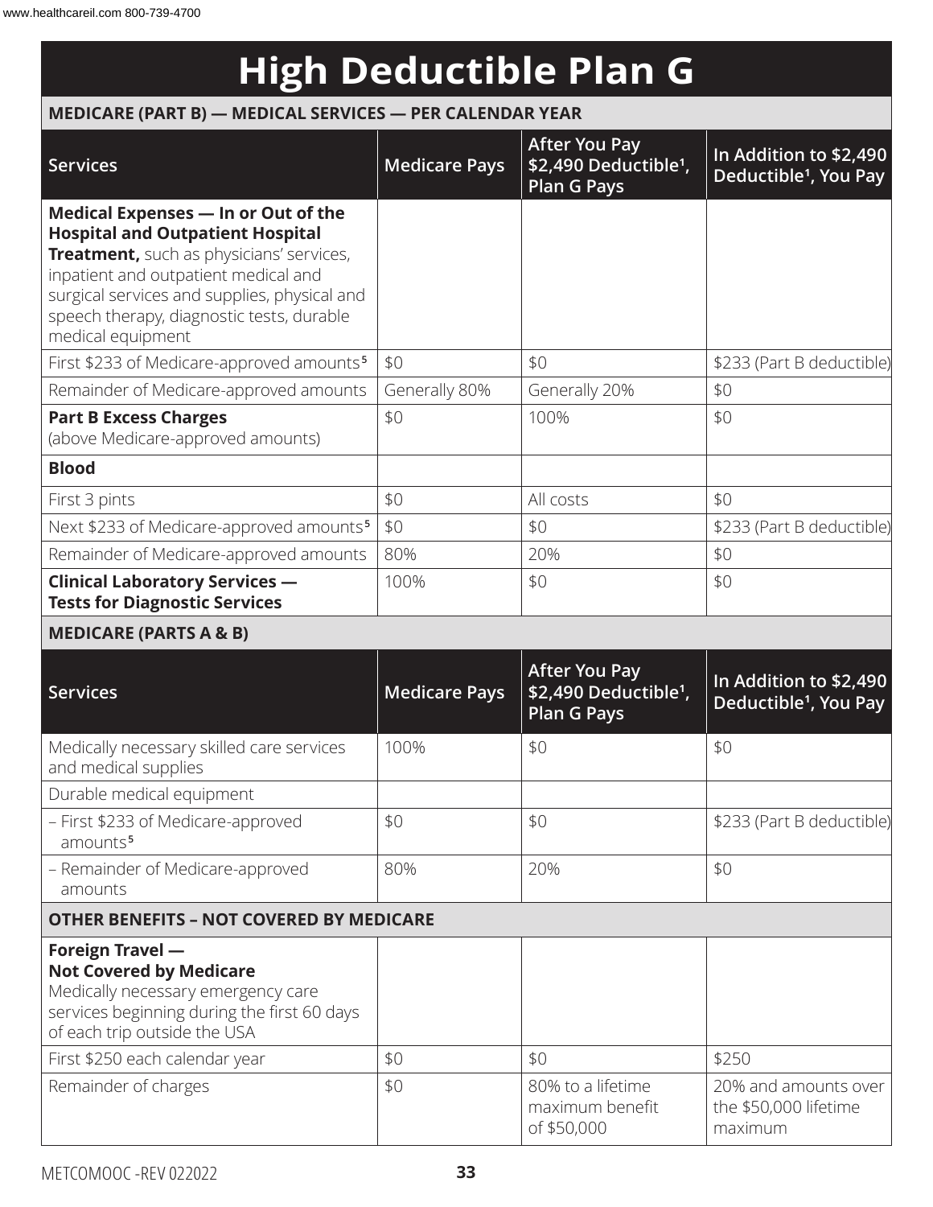# High Deductible Plan G

## MEDICARE (PART B) — MEDICAL SERVICES — PER CALENDAR YEAR

| Services | Medicare Pays | After You Pay $2,490 Deductible[1], Plan G Pays | In Addition to $2,490 Deductible[1], You Pay |
|---|---|---|---|
| **Medical Expenses — In or Out of the Hospital and Outpatient Hospital Treatment,** such as physicians' services, inpatient and outpatient medical and surgical services and supplies, physical and speech therapy, diagnostic tests, durable medical equipment | | | |
| First $233 of Medicare-approved amounts[5] | $0 | $0 | $233 (Part B deductible) |
| Remainder of Medicare-approved amounts | Generally 80% | Generally 20% | $0 |
| **Part B Excess Charges** (above Medicare-approved amounts) | $0 | 100% | $0 |
| **Blood** | | | |
| First 3 pints | $0 | All costs | $0 |
| Next $233 of Medicare-approved amounts[5] | $0 | $0 | $233 (Part B deductible) |
| Remainder of Medicare-approved amounts | 80% | 20% | $0 |
| **Clinical Laboratory Services — Tests for Diagnostic Services** | 100% | $0 | $0 |

## MEDICARE (PARTS A & B)

| Services | Medicare Pays | After You Pay $2,490 Deductible[1], Plan G Pays | In Addition to $2,490 Deductible[1], You Pay |
|---|---|---|---|
| Medically necessary skilled care services and medical supplies | 100% | $0 | $0 |
| Durable medical equipment | | | |
| – First $233 of Medicare-approved amounts[5] | $0 | $0 | $233 (Part B deductible) |
| – Remainder of Medicare-approved amounts | 80% | 20% | $0 |

## OTHER BENEFITS – NOT COVERED BY MEDICARE

| Services | Medicare Pays | After You Pay $2,490 Deductible[1], Plan G Pays | In Addition to $2,490 Deductible[1], You Pay |
|---|---|---|---|
| **Foreign Travel — Not Covered by Medicare** Medically necessary emergency care services beginning during the first 60 days of each trip outside the USA | | | |
| First $250 each calendar year | $0 | $0 | $250 |
| Remainder of charges | $0 | 80% to a lifetime maximum benefit of $50,000 | 20% and amounts over the $50,000 lifetime maximum |

METCOMOOC -REV 022022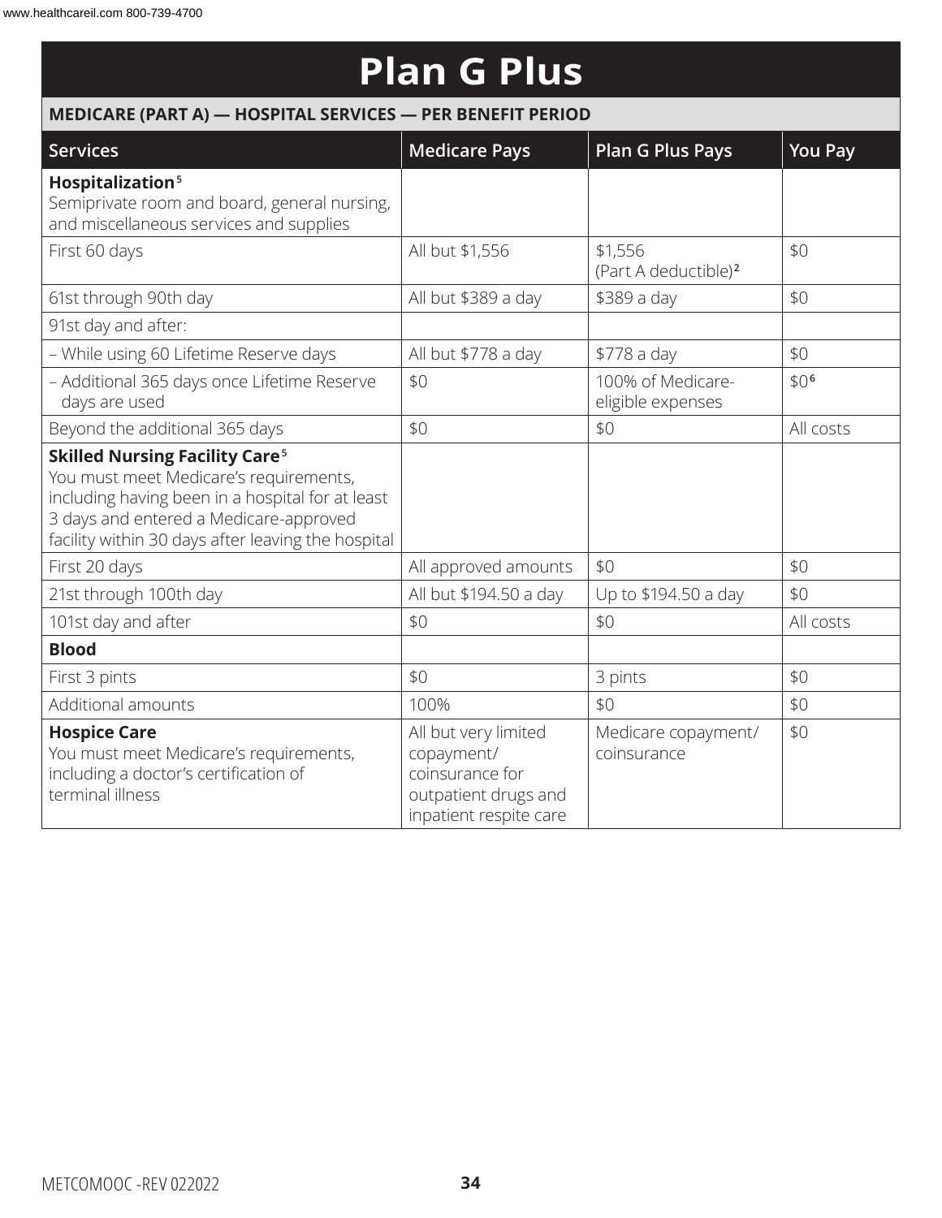# Plan G Plus

| **MEDICARE (PART A) — HOSPITAL SERVICES — PER BENEFIT PERIOD** | | | |
|---|---|---|---|
| **Services** | **Medicare Pays** | **Plan G Plus Pays** | **You Pay** |
| **Hospitalization**[5]<br>Semiprivate room and board, general nursing, and miscellaneous services and supplies | | | |
| First 60 days | All but $1,556 | $1,556<br>(Part A deductible)[2] | $0 |
| 61st through 90th day | All but $389 a day | $389 a day | $0 |
| 91st day and after: | | | |
| – While using 60 Lifetime Reserve days | All but $778 a day | $778 a day | $0 |
| – Additional 365 days once Lifetime Reserve days are used | $0 | 100% of Medicare-eligible expenses | $0[6] |
| Beyond the additional 365 days | $0 | $0 | All costs |
| **Skilled Nursing Facility Care**[5]<br>You must meet Medicare's requirements, including having been in a hospital for at least 3 days and entered a Medicare-approved facility within 30 days after leaving the hospital | | | |
| First 20 days | All approved amounts | $0 | $0 |
| 21st through 100th day | All but $194.50 a day | Up to $194.50 a day | $0 |
| 101st day and after | $0 | $0 | All costs |
| **Blood** | | | |
| First 3 pints | $0 | 3 pints | $0 |
| Additional amounts | 100% | $0 | $0 |
| **Hospice Care**<br>You must meet Medicare's requirements, including a doctor's certification of terminal illness | All but very limited copayment/coinsurance for outpatient drugs and inpatient respite care | Medicare copayment/coinsurance | $0 |

METCOMOOC -REV 022022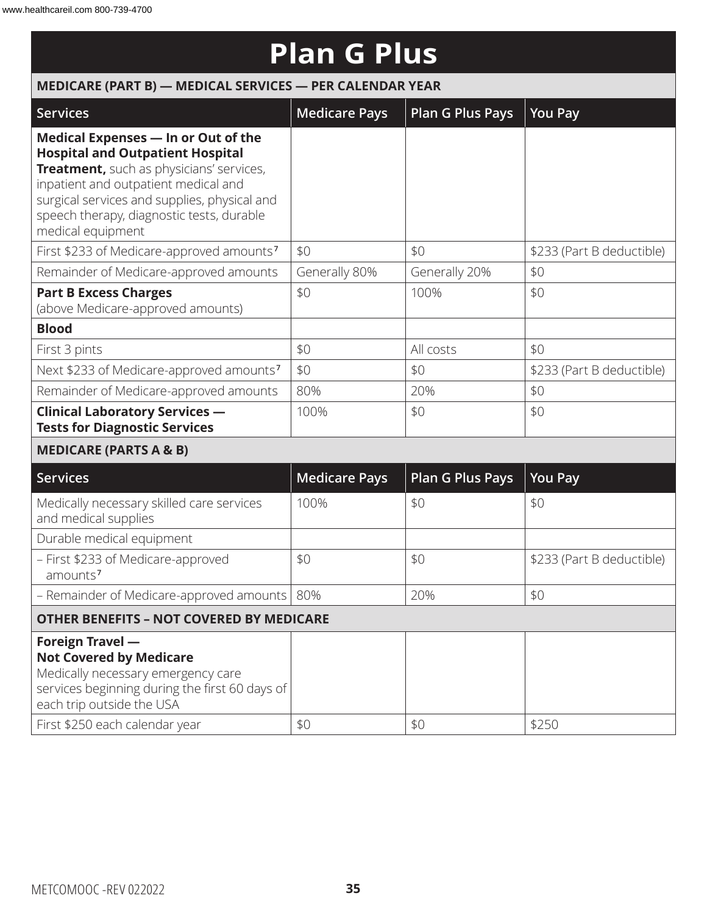# Plan G Plus

| MEDICARE (PART B) — MEDICAL SERVICES — PER CALENDAR YEAR | | | |
|---|---|---|---|
| **Services** | **Medicare Pays** | **Plan G Plus Pays** | **You Pay** |
| **Medical Expenses — In or Out of the Hospital and Outpatient Hospital Treatment,** such as physicians' services, inpatient and outpatient medical and surgical services and supplies, physical and speech therapy, diagnostic tests, durable medical equipment | | | |
| First $233 of Medicare-approved amounts[7] | $0 | $0 | $233 (Part B deductible) |
| Remainder of Medicare-approved amounts | Generally 80% | Generally 20% | $0 |
| **Part B Excess Charges** (above Medicare-approved amounts) | $0 | 100% | $0 |
| **Blood** | | | |
| First 3 pints | $0 | All costs | $0 |
| Next $233 of Medicare-approved amounts[7] | $0 | $0 | $233 (Part B deductible) |
| Remainder of Medicare-approved amounts | 80% | 20% | $0 |
| **Clinical Laboratory Services — Tests for Diagnostic Services** | 100% | $0 | $0 |

| MEDICARE (PARTS A & B) | | | |
|---|---|---|---|
| **Services** | **Medicare Pays** | **Plan G Plus Pays** | **You Pay** |
| Medically necessary skilled care services and medical supplies | 100% | $0 | $0 |
| Durable medical equipment | | | |
| – First $233 of Medicare-approved amounts[7] | $0 | $0 | $233 (Part B deductible) |
| – Remainder of Medicare-approved amounts | 80% | 20% | $0 |

| OTHER BENEFITS – NOT COVERED BY MEDICARE | | | |
|---|---|---|---|
| **Foreign Travel — Not Covered by Medicare** Medically necessary emergency care services beginning during the first 60 days of each trip outside the USA | | | |
| First $250 each calendar year | $0 | $0 | $250 |

METCOMOOC -REV 022022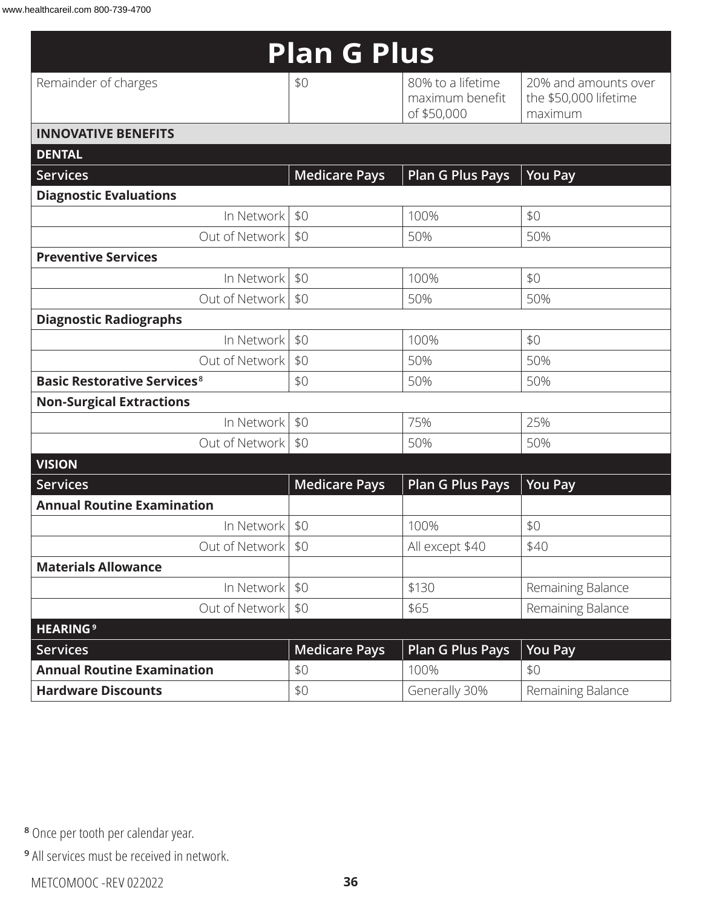# Plan G Plus

| Remainder of charges | $0 | 80% to a lifetime maximum benefit of $50,000 | 20% and amounts over the $50,000 lifetime maximum |
|---|---|---|---|

**INNOVATIVE BENEFITS**

**DENTAL**

| Services | Medicare Pays | Plan G Plus Pays | You Pay |
|---|---|---|---|
| **Diagnostic Evaluations** | | | |
| In Network | $0 | 100% | $0 |
| Out of Network | $0 | 50% | 50% |
| **Preventive Services** | | | |
| In Network | $0 | 100% | $0 |
| Out of Network | $0 | 50% | 50% |
| **Diagnostic Radiographs** | | | |
| In Network | $0 | 100% | $0 |
| Out of Network | $0 | 50% | 50% |
| **Basic Restorative Services**[8] | $0 | 50% | 50% |
| **Non-Surgical Extractions** | | | |
| In Network | $0 | 75% | 25% |
| Out of Network | $0 | 50% | 50% |

**VISION**

| Services | Medicare Pays | Plan G Plus Pays | You Pay |
|---|---|---|---|
| **Annual Routine Examination** | | | |
| In Network | $0 | 100% | $0 |
| Out of Network | $0 | All except $40 | $40 |
| **Materials Allowance** | | | |
| In Network | $0 | $130 | Remaining Balance |
| Out of Network | $0 | $65 | Remaining Balance |

**HEARING**[9]

| Services | Medicare Pays | Plan G Plus Pays | You Pay |
|---|---|---|---|
| **Annual Routine Examination** | $0 | 100% | $0 |
| **Hardware Discounts** | $0 | Generally 30% | Remaining Balance |

[8] Once per tooth per calendar year.

[9] All services must be received in network.

METCOMOOC -REV 022022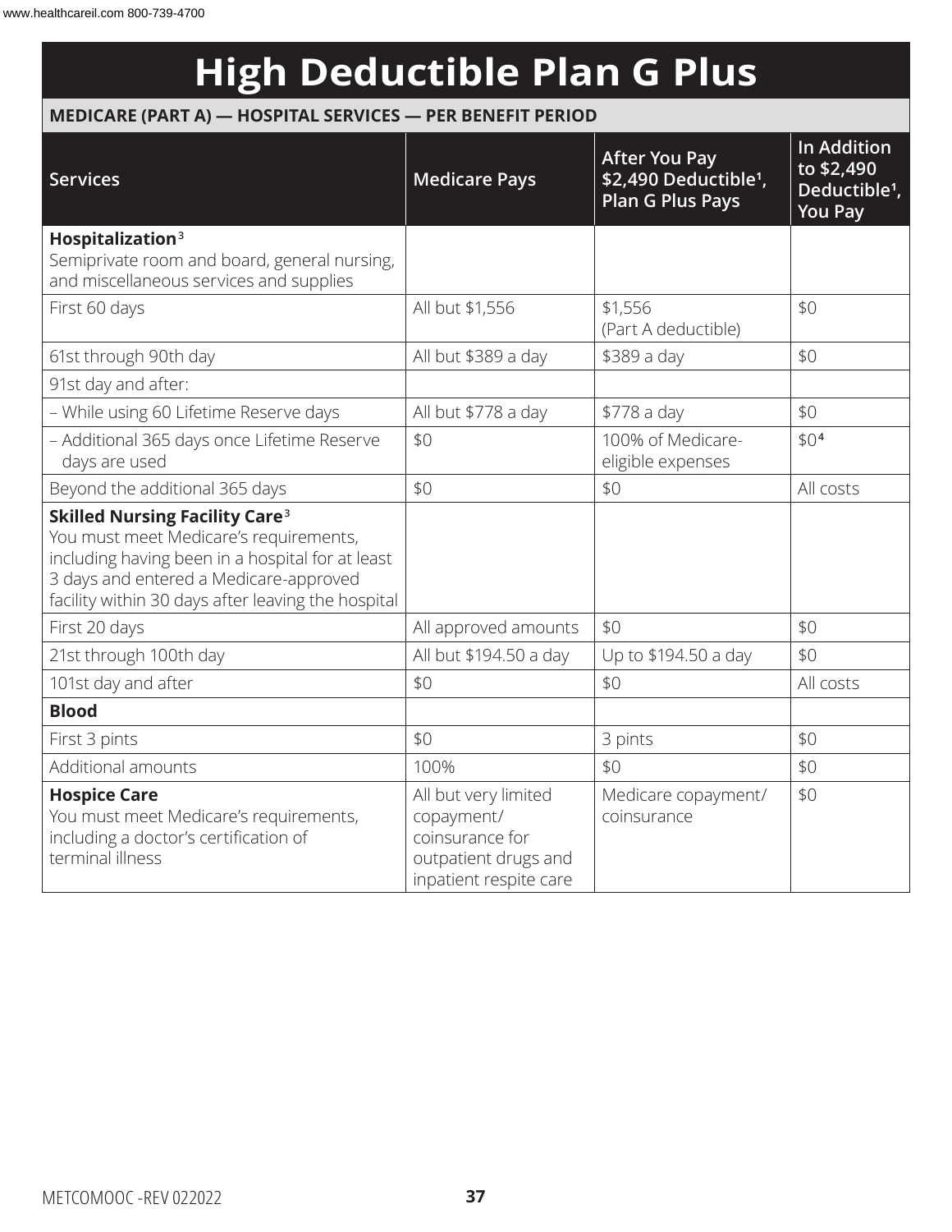# High Deductible Plan G Plus

## MEDICARE (PART A) — HOSPITAL SERVICES — PER BENEFIT PERIOD

| Services | Medicare Pays | After You Pay \$2,490 Deductible[1], Plan G Plus Pays | In Addition to \$2,490 Deductible[1], You Pay |
|---|---|---|---|
| **Hospitalization**[3] Semiprivate room and board, general nursing, and miscellaneous services and supplies | | | |
| First 60 days | All but \$1,556 | \$1,556 (Part A deductible) | \$0 |
| 61st through 90th day | All but \$389 a day | \$389 a day | \$0 |
| 91st day and after: | | | |
| – While using 60 Lifetime Reserve days | All but \$778 a day | \$778 a day | \$0 |
| – Additional 365 days once Lifetime Reserve days are used | \$0 | 100% of Medicare-eligible expenses | \$0[4] |
| Beyond the additional 365 days | \$0 | \$0 | All costs |
| **Skilled Nursing Facility Care**[3] You must meet Medicare's requirements, including having been in a hospital for at least 3 days and entered a Medicare-approved facility within 30 days after leaving the hospital | | | |
| First 20 days | All approved amounts | \$0 | \$0 |
| 21st through 100th day | All but \$194.50 a day | Up to \$194.50 a day | \$0 |
| 101st day and after | \$0 | \$0 | All costs |
| **Blood** | | | |
| First 3 pints | \$0 | 3 pints | \$0 |
| Additional amounts | 100% | \$0 | \$0 |
| **Hospice Care** You must meet Medicare's requirements, including a doctor's certification of terminal illness | All but very limited copayment/ coinsurance for outpatient drugs and inpatient respite care | Medicare copayment/ coinsurance | \$0 |

METCOMOOC -REV 022022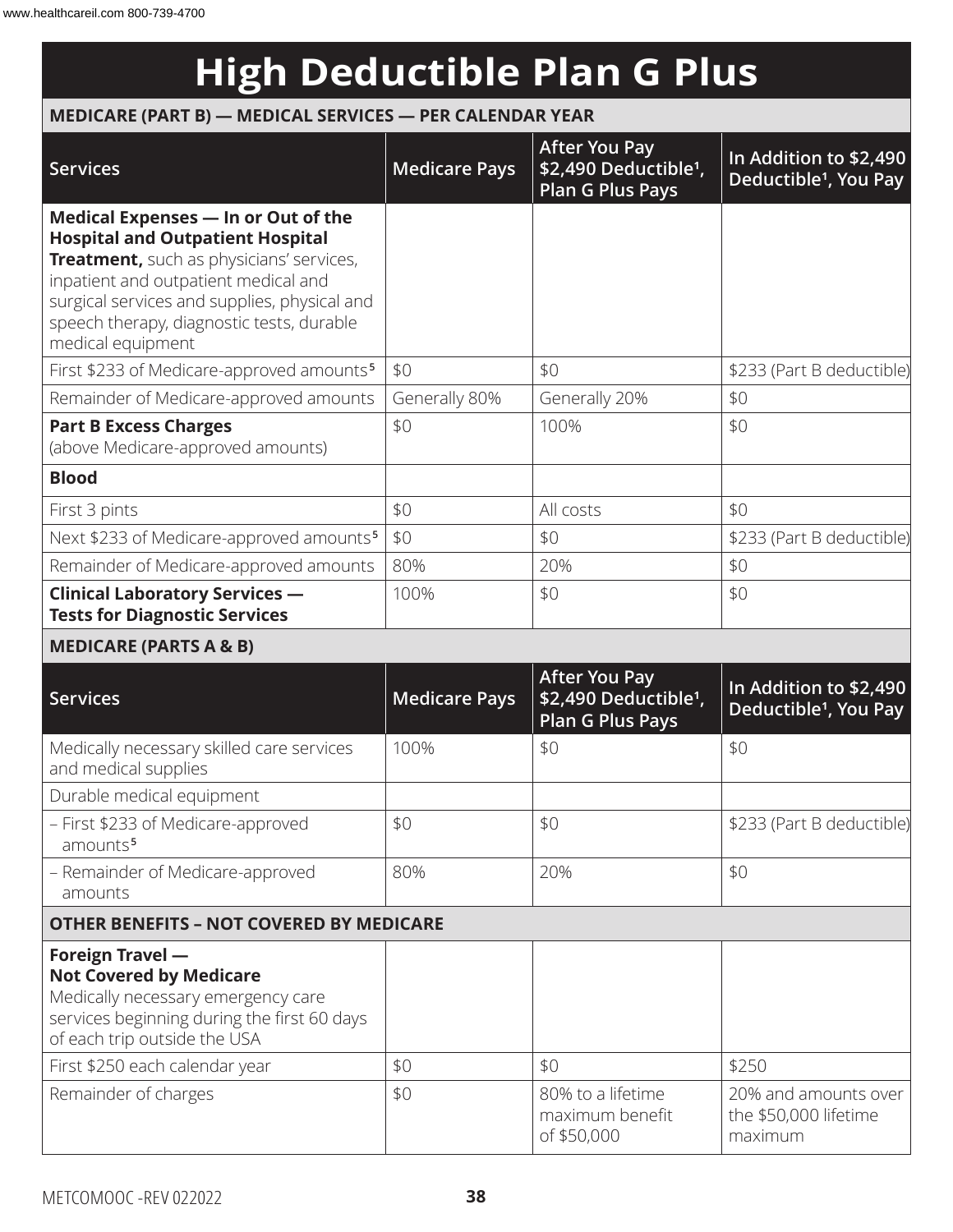# High Deductible Plan G Plus

**MEDICARE (PART B) — MEDICAL SERVICES — PER CALENDAR YEAR**

| Services | Medicare Pays | After You Pay \$2,490 Deductible[1], Plan G Plus Pays | In Addition to \$2,490 Deductible[1], You Pay |
|---|---|---|---|
| **Medical Expenses — In or Out of the Hospital and Outpatient Hospital Treatment,** such as physicians' services, inpatient and outpatient medical and surgical services and supplies, physical and speech therapy, diagnostic tests, durable medical equipment | | | |
| First \$233 of Medicare-approved amounts[5] | \$0 | \$0 | \$233 (Part B deductible) |
| Remainder of Medicare-approved amounts | Generally 80% | Generally 20% | \$0 |
| **Part B Excess Charges** (above Medicare-approved amounts) | \$0 | 100% | \$0 |
| **Blood** | | | |
| First 3 pints | \$0 | All costs | \$0 |
| Next \$233 of Medicare-approved amounts[5] | \$0 | \$0 | \$233 (Part B deductible) |
| Remainder of Medicare-approved amounts | 80% | 20% | \$0 |
| **Clinical Laboratory Services — Tests for Diagnostic Services** | 100% | \$0 | \$0 |

**MEDICARE (PARTS A & B)**

| Services | Medicare Pays | After You Pay \$2,490 Deductible[1], Plan G Plus Pays | In Addition to \$2,490 Deductible[1], You Pay |
|---|---|---|---|
| Medically necessary skilled care services and medical supplies | 100% | \$0 | \$0 |
| Durable medical equipment | | | |
| – First \$233 of Medicare-approved amounts[5] | \$0 | \$0 | \$233 (Part B deductible) |
| – Remainder of Medicare-approved amounts | 80% | 20% | \$0 |

**OTHER BENEFITS – NOT COVERED BY MEDICARE**

| Services | Medicare Pays | After You Pay \$2,490 Deductible[1], Plan G Plus Pays | In Addition to \$2,490 Deductible[1], You Pay |
|---|---|---|---|
| **Foreign Travel — Not Covered by Medicare** Medically necessary emergency care services beginning during the first 60 days of each trip outside the USA | | | |
| First \$250 each calendar year | \$0 | \$0 | \$250 |
| Remainder of charges | \$0 | 80% to a lifetime maximum benefit of \$50,000 | 20% and amounts over the \$50,000 lifetime maximum |

METCOMOOC -REV 022022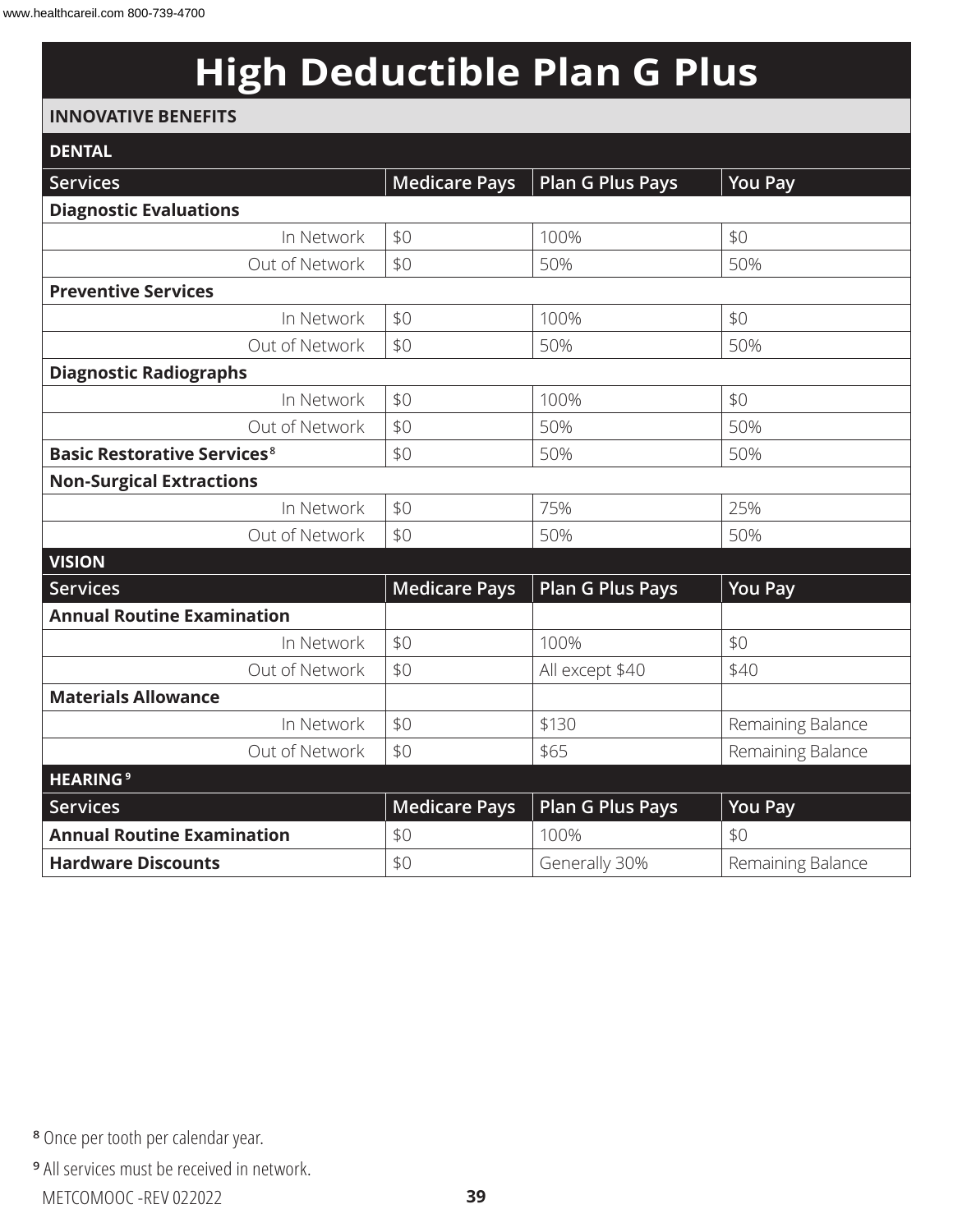# High Deductible Plan G Plus

## INNOVATIVE BENEFITS

### DENTAL

| Services | Medicare Pays | Plan G Plus Pays | You Pay |
|---|---|---|---|
| **Diagnostic Evaluations** | | | |
| In Network | $0 | 100% | $0 |
| Out of Network | $0 | 50% | 50% |
| **Preventive Services** | | | |
| In Network | $0 | 100% | $0 |
| Out of Network | $0 | 50% | 50% |
| **Diagnostic Radiographs** | | | |
| In Network | $0 | 100% | $0 |
| Out of Network | $0 | 50% | 50% |
| **Basic Restorative Services**[8] | $0 | 50% | 50% |
| **Non-Surgical Extractions** | | | |
| In Network | $0 | 75% | 25% |
| Out of Network | $0 | 50% | 50% |

### VISION

| Services | Medicare Pays | Plan G Plus Pays | You Pay |
|---|---|---|---|
| **Annual Routine Examination** | | | |
| In Network | $0 | 100% | $0 |
| Out of Network | $0 | All except $40 | $40 |
| **Materials Allowance** | | | |
| In Network | $0 | $130 | Remaining Balance |
| Out of Network | $0 | $65 | Remaining Balance |

### HEARING[9]

| Services | Medicare Pays | Plan G Plus Pays | You Pay |
|---|---|---|---|
| **Annual Routine Examination** | $0 | 100% | $0 |
| **Hardware Discounts** | $0 | Generally 30% | Remaining Balance |

[8] Once per tooth per calendar year.

[9] All services must be received in network.

METCOMOOC -REV 022022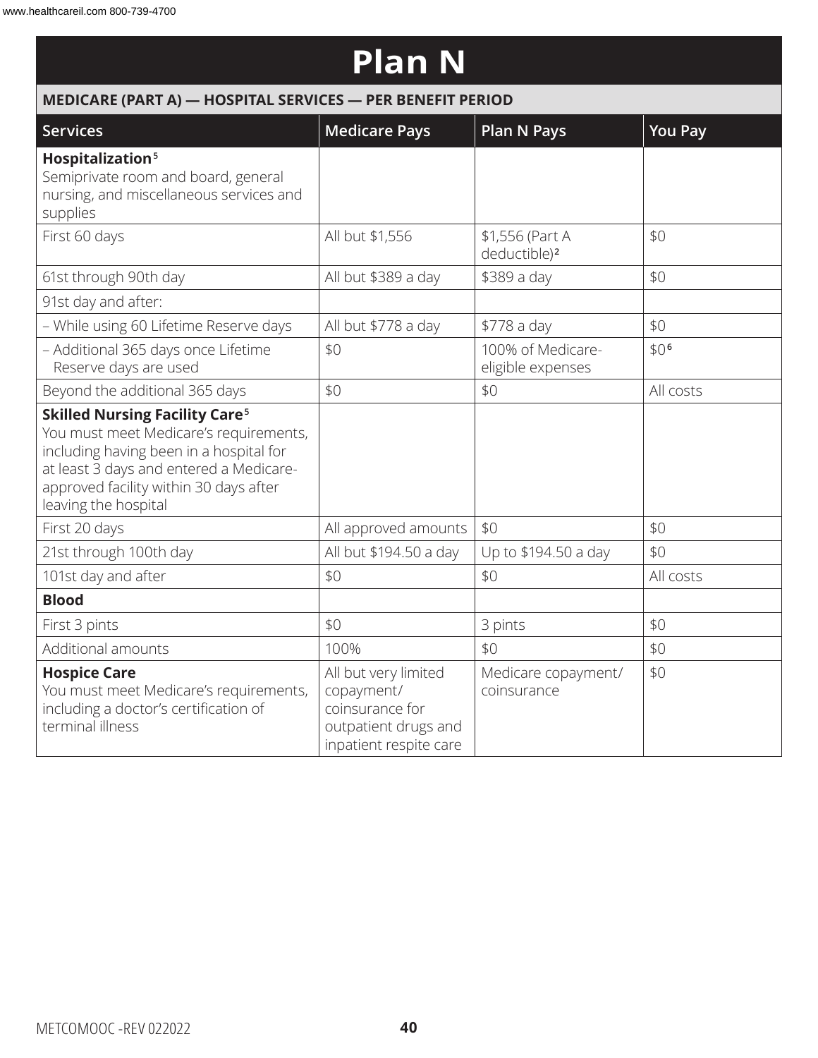# Plan N

| MEDICARE (PART A) — HOSPITAL SERVICES — PER BENEFIT PERIOD | | | |
|---|---|---|---|
| **Services** | **Medicare Pays** | **Plan N Pays** | **You Pay** |
| **Hospitalization**[5] Semiprivate room and board, general nursing, and miscellaneous services and supplies | | | |
| First 60 days | All but $1,556 | $1,556 (Part A deductible)[2] | $0 |
| 61st through 90th day | All but $389 a day | $389 a day | $0 |
| 91st day and after: | | | |
| – While using 60 Lifetime Reserve days | All but $778 a day | $778 a day | $0 |
| – Additional 365 days once Lifetime Reserve days are used | $0 | 100% of Medicare-eligible expenses | $0[6] |
| Beyond the additional 365 days | $0 | $0 | All costs |
| **Skilled Nursing Facility Care**[5] You must meet Medicare's requirements, including having been in a hospital for at least 3 days and entered a Medicare-approved facility within 30 days after leaving the hospital | | | |
| First 20 days | All approved amounts | $0 | $0 |
| 21st through 100th day | All but $194.50 a day | Up to $194.50 a day | $0 |
| 101st day and after | $0 | $0 | All costs |
| **Blood** | | | |
| First 3 pints | $0 | 3 pints | $0 |
| Additional amounts | 100% | $0 | $0 |
| **Hospice Care** You must meet Medicare's requirements, including a doctor's certification of terminal illness | All but very limited copayment/ coinsurance for outpatient drugs and inpatient respite care | Medicare copayment/ coinsurance | $0 |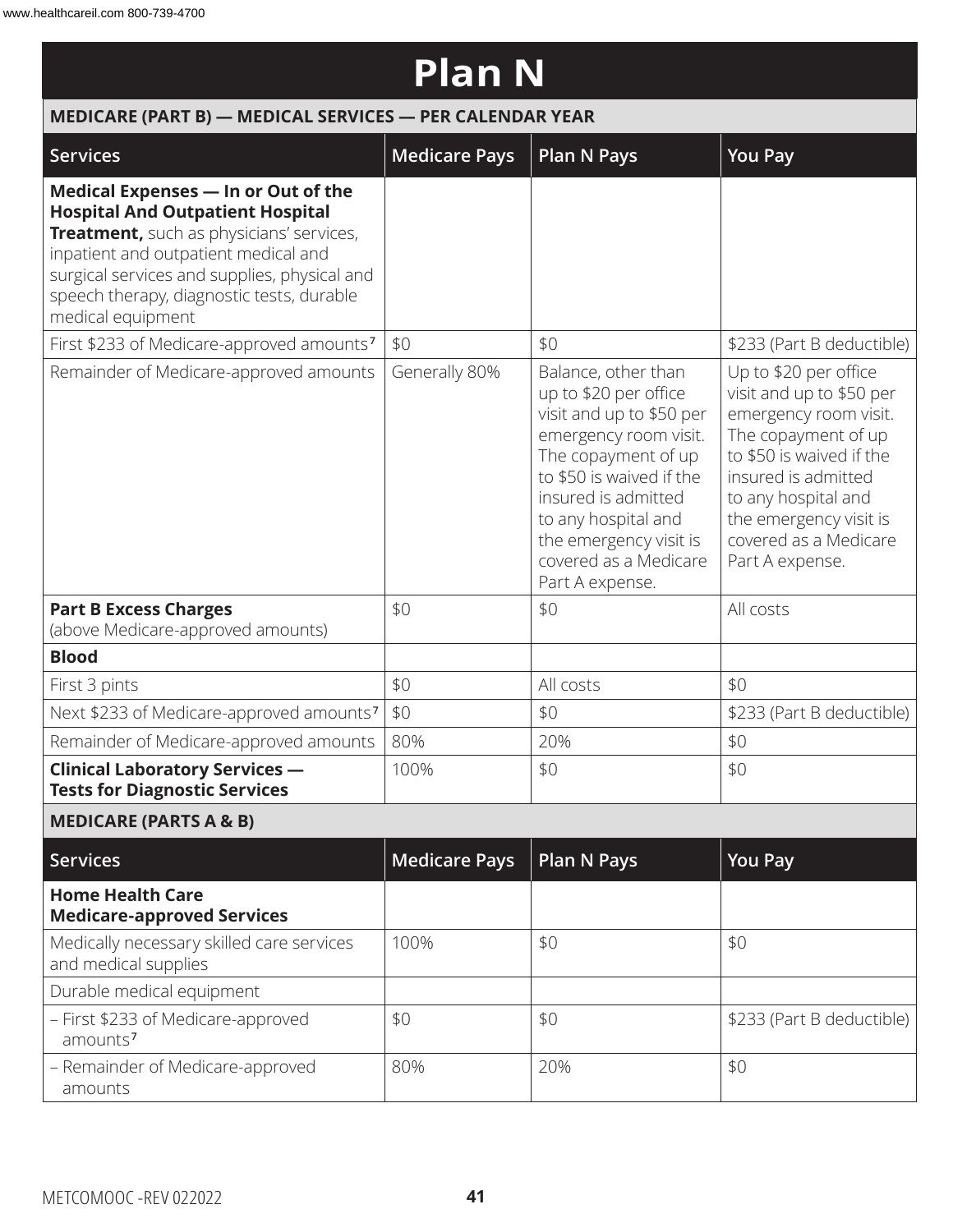# Plan N

| MEDICARE (PART B) — MEDICAL SERVICES — PER CALENDAR YEAR | | | |
|---|---|---|---|
| **Services** | **Medicare Pays** | **Plan N Pays** | **You Pay** |
| **Medical Expenses — In or Out of the Hospital And Outpatient Hospital Treatment,** such as physicians' services, inpatient and outpatient medical and surgical services and supplies, physical and speech therapy, diagnostic tests, durable medical equipment | | | |
| First $233 of Medicare-approved amounts[7] | $0 | $0 | $233 (Part B deductible) |
| Remainder of Medicare-approved amounts | Generally 80% | Balance, other than up to $20 per office visit and up to $50 per emergency room visit. The copayment of up to $50 is waived if the insured is admitted to any hospital and the emergency visit is covered as a Medicare Part A expense. | Up to $20 per office visit and up to $50 per emergency room visit. The copayment of up to $50 is waived if the insured is admitted to any hospital and the emergency visit is covered as a Medicare Part A expense. |
| **Part B Excess Charges** (above Medicare-approved amounts) | $0 | $0 | All costs |
| **Blood** | | | |
| First 3 pints | $0 | All costs | $0 |
| Next $233 of Medicare-approved amounts[7] | $0 | $0 | $233 (Part B deductible) |
| Remainder of Medicare-approved amounts | 80% | 20% | $0 |
| **Clinical Laboratory Services — Tests for Diagnostic Services** | 100% | $0 | $0 |

| MEDICARE (PARTS A & B) | | | |
|---|---|---|---|
| **Services** | **Medicare Pays** | **Plan N Pays** | **You Pay** |
| **Home Health Care Medicare-approved Services** | | | |
| Medically necessary skilled care services and medical supplies | 100% | $0 | $0 |
| Durable medical equipment | | | |
| – First $233 of Medicare-approved amounts[7] | $0 | $0 | $233 (Part B deductible) |
| – Remainder of Medicare-approved amounts | 80% | 20% | $0 |

METCOMOOC -REV 022022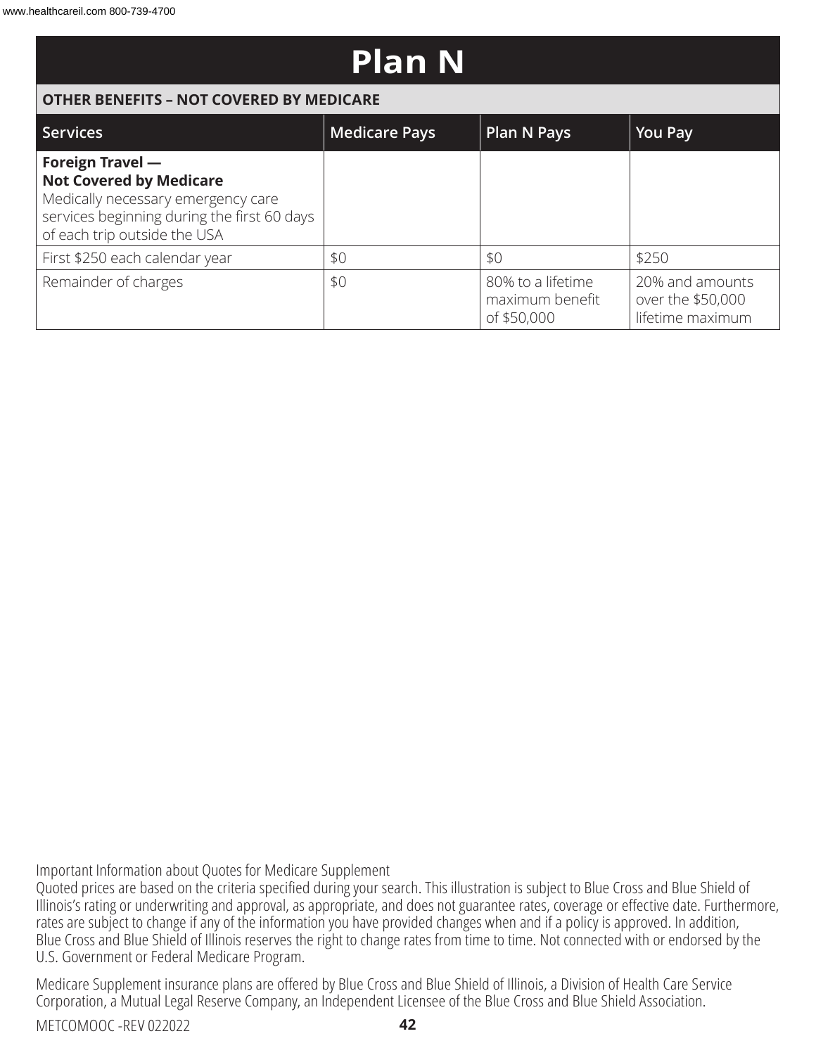# Plan N

## OTHER BENEFITS – NOT COVERED BY MEDICARE

| Services | Medicare Pays | Plan N Pays | You Pay |
|---|---|---|---|
| **Foreign Travel — Not Covered by Medicare** Medically necessary emergency care services beginning during the first 60 days of each trip outside the USA | | | |
| First $250 each calendar year | $0 | $0 | $250 |
| Remainder of charges | $0 | 80% to a lifetime maximum benefit of $50,000 | 20% and amounts over the $50,000 lifetime maximum |

Important Information about Quotes for Medicare Supplement
Quoted prices are based on the criteria specified during your search. This illustration is subject to Blue Cross and Blue Shield of Illinois's rating or underwriting and approval, as appropriate, and does not guarantee rates, coverage or effective date. Furthermore, rates are subject to change if any of the information you have provided changes when and if a policy is approved. In addition, Blue Cross and Blue Shield of Illinois reserves the right to change rates from time to time. Not connected with or endorsed by the U.S. Government or Federal Medicare Program.

Medicare Supplement insurance plans are offered by Blue Cross and Blue Shield of Illinois, a Division of Health Care Service Corporation, a Mutual Legal Reserve Company, an Independent Licensee of the Blue Cross and Blue Shield Association.

METCOMOOC -REV 022022